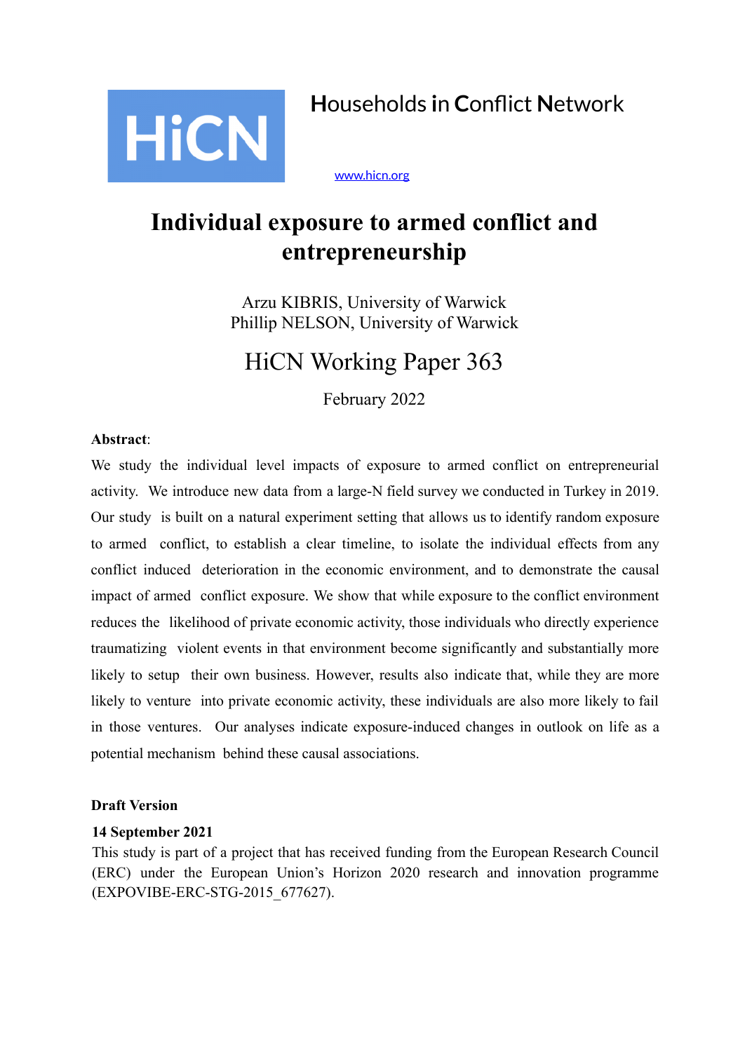HiCN

Households in Conflict Network

www.hicn.org

# Individual exposure to armed conflict and entrepreneurship

Arzu KIBRIS, University of Warwick
Phillip NELSON, University of Warwick

HiCN Working Paper 363

February 2022

**Abstract**:

We study the individual level impacts of exposure to armed conflict on entrepreneurial activity. We introduce new data from a large-N field survey we conducted in Turkey in 2019. Our study is built on a natural experiment setting that allows us to identify random exposure to armed conflict, to establish a clear timeline, to isolate the individual effects from any conflict induced deterioration in the economic environment, and to demonstrate the causal impact of armed conflict exposure. We show that while exposure to the conflict environment reduces the likelihood of private economic activity, those individuals who directly experience traumatizing violent events in that environment become significantly and substantially more likely to setup their own business. However, results also indicate that, while they are more likely to venture into private economic activity, these individuals are also more likely to fail in those ventures. Our analyses indicate exposure-induced changes in outlook on life as a potential mechanism behind these causal associations.

**Draft Version**

**14 September 2021**

This study is part of a project that has received funding from the European Research Council (ERC) under the European Union's Horizon 2020 research and innovation programme (EXPOVIBE-ERC-STG-2015_677627).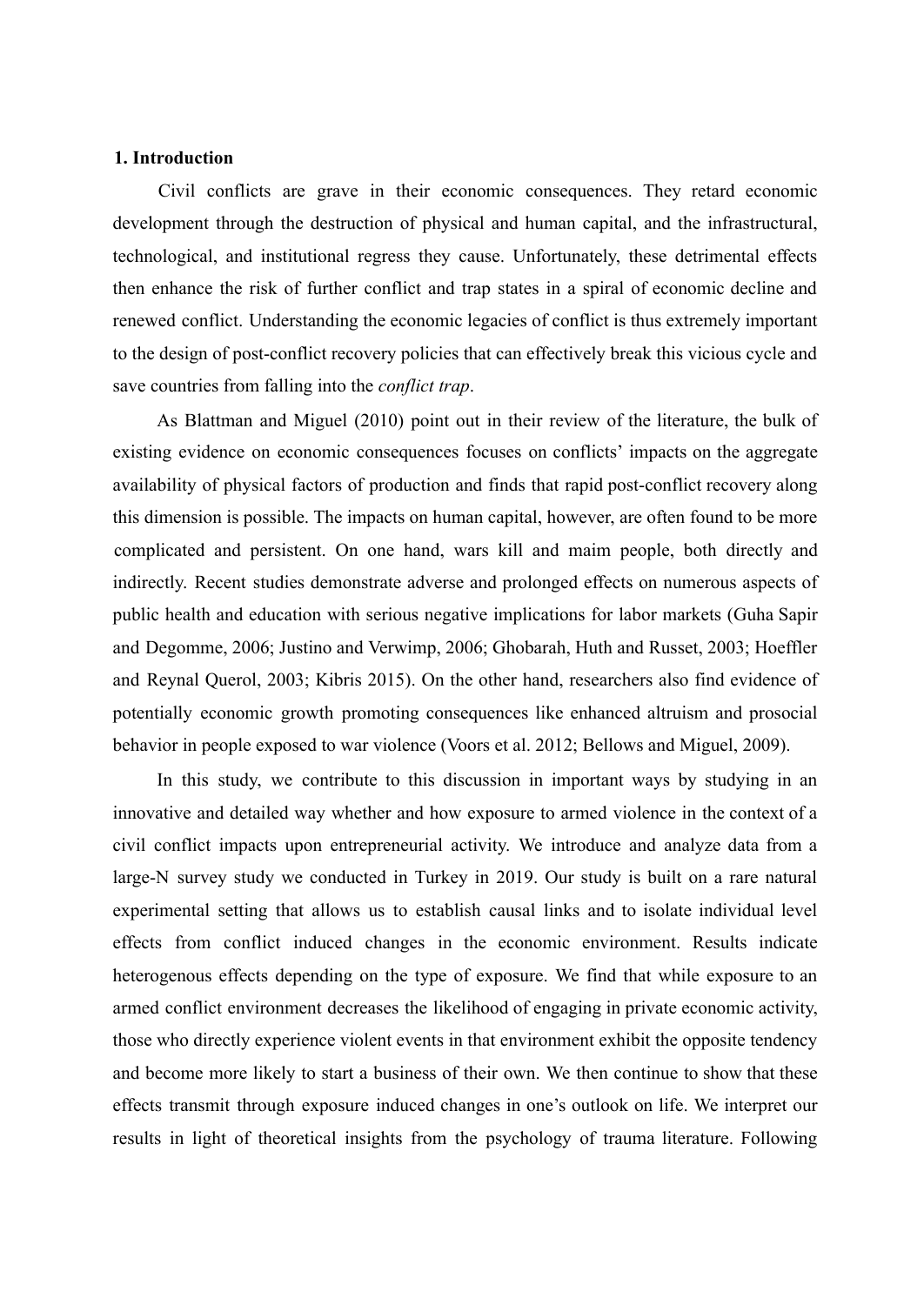## 1. Introduction

Civil conflicts are grave in their economic consequences. They retard economic development through the destruction of physical and human capital, and the infrastructural, technological, and institutional regress they cause. Unfortunately, these detrimental effects then enhance the risk of further conflict and trap states in a spiral of economic decline and renewed conflict. Understanding the economic legacies of conflict is thus extremely important to the design of post-conflict recovery policies that can effectively break this vicious cycle and save countries from falling into the *conflict trap*.

As Blattman and Miguel (2010) point out in their review of the literature, the bulk of existing evidence on economic consequences focuses on conflicts' impacts on the aggregate availability of physical factors of production and finds that rapid post-conflict recovery along this dimension is possible. The impacts on human capital, however, are often found to be more complicated and persistent. On one hand, wars kill and maim people, both directly and indirectly. Recent studies demonstrate adverse and prolonged effects on numerous aspects of public health and education with serious negative implications for labor markets (Guha Sapir and Degomme, 2006; Justino and Verwimp, 2006; Ghobarah, Huth and Russet, 2003; Hoeffler and Reynal Querol, 2003; Kibris 2015). On the other hand, researchers also find evidence of potentially economic growth promoting consequences like enhanced altruism and prosocial behavior in people exposed to war violence (Voors et al. 2012; Bellows and Miguel, 2009).

In this study, we contribute to this discussion in important ways by studying in an innovative and detailed way whether and how exposure to armed violence in the context of a civil conflict impacts upon entrepreneurial activity. We introduce and analyze data from a large-N survey study we conducted in Turkey in 2019. Our study is built on a rare natural experimental setting that allows us to establish causal links and to isolate individual level effects from conflict induced changes in the economic environment. Results indicate heterogenous effects depending on the type of exposure. We find that while exposure to an armed conflict environment decreases the likelihood of engaging in private economic activity, those who directly experience violent events in that environment exhibit the opposite tendency and become more likely to start a business of their own. We then continue to show that these effects transmit through exposure induced changes in one's outlook on life. We interpret our results in light of theoretical insights from the psychology of trauma literature. Following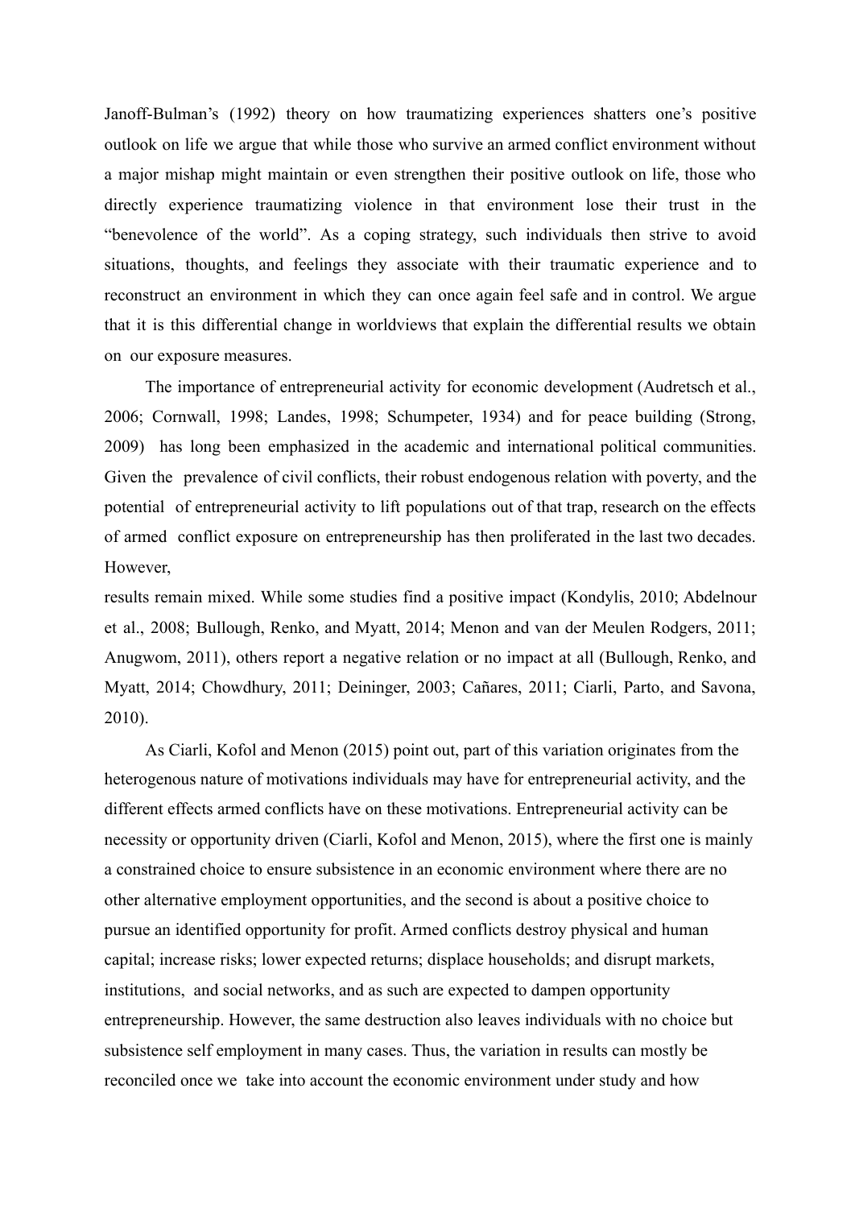Janoff-Bulman's (1992) theory on how traumatizing experiences shatters one's positive outlook on life we argue that while those who survive an armed conflict environment without a major mishap might maintain or even strengthen their positive outlook on life, those who directly experience traumatizing violence in that environment lose their trust in the "benevolence of the world". As a coping strategy, such individuals then strive to avoid situations, thoughts, and feelings they associate with their traumatic experience and to reconstruct an environment in which they can once again feel safe and in control. We argue that it is this differential change in worldviews that explain the differential results we obtain on our exposure measures.

The importance of entrepreneurial activity for economic development (Audretsch et al., 2006; Cornwall, 1998; Landes, 1998; Schumpeter, 1934) and for peace building (Strong, 2009) has long been emphasized in the academic and international political communities. Given the prevalence of civil conflicts, their robust endogenous relation with poverty, and the potential of entrepreneurial activity to lift populations out of that trap, research on the effects of armed conflict exposure on entrepreneurship has then proliferated in the last two decades. However,

results remain mixed. While some studies find a positive impact (Kondylis, 2010; Abdelnour et al., 2008; Bullough, Renko, and Myatt, 2014; Menon and van der Meulen Rodgers, 2011; Anugwom, 2011), others report a negative relation or no impact at all (Bullough, Renko, and Myatt, 2014; Chowdhury, 2011; Deininger, 2003; Cañares, 2011; Ciarli, Parto, and Savona, 2010).

As Ciarli, Kofol and Menon (2015) point out, part of this variation originates from the heterogenous nature of motivations individuals may have for entrepreneurial activity, and the different effects armed conflicts have on these motivations. Entrepreneurial activity can be necessity or opportunity driven (Ciarli, Kofol and Menon, 2015), where the first one is mainly a constrained choice to ensure subsistence in an economic environment where there are no other alternative employment opportunities, and the second is about a positive choice to pursue an identified opportunity for profit. Armed conflicts destroy physical and human capital; increase risks; lower expected returns; displace households; and disrupt markets, institutions, and social networks, and as such are expected to dampen opportunity entrepreneurship. However, the same destruction also leaves individuals with no choice but subsistence self employment in many cases. Thus, the variation in results can mostly be reconciled once we take into account the economic environment under study and how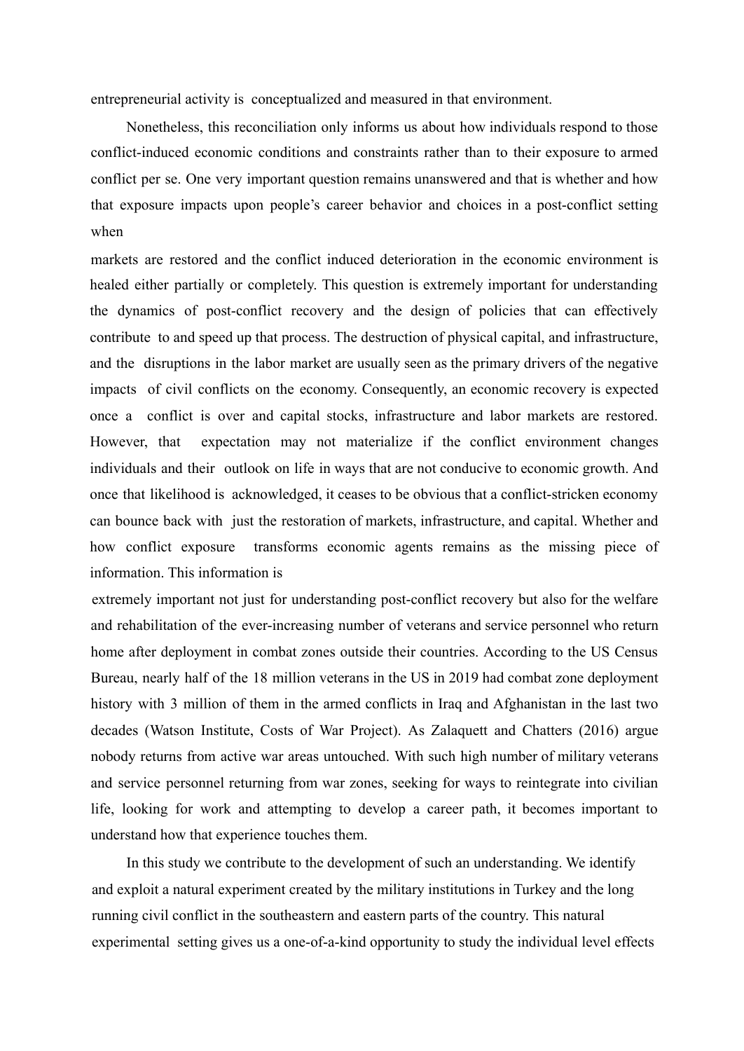entrepreneurial activity is conceptualized and measured in that environment.

Nonetheless, this reconciliation only informs us about how individuals respond to those conflict-induced economic conditions and constraints rather than to their exposure to armed conflict per se. One very important question remains unanswered and that is whether and how that exposure impacts upon people's career behavior and choices in a post-conflict setting when markets are restored and the conflict induced deterioration in the economic environment is healed either partially or completely. This question is extremely important for understanding the dynamics of post-conflict recovery and the design of policies that can effectively contribute to and speed up that process. The destruction of physical capital, and infrastructure, and the disruptions in the labor market are usually seen as the primary drivers of the negative impacts of civil conflicts on the economy. Consequently, an economic recovery is expected once a conflict is over and capital stocks, infrastructure and labor markets are restored. However, that expectation may not materialize if the conflict environment changes individuals and their outlook on life in ways that are not conducive to economic growth. And once that likelihood is acknowledged, it ceases to be obvious that a conflict-stricken economy can bounce back with just the restoration of markets, infrastructure, and capital. Whether and how conflict exposure transforms economic agents remains as the missing piece of information. This information is extremely important not just for understanding post-conflict recovery but also for the welfare and rehabilitation of the ever-increasing number of veterans and service personnel who return home after deployment in combat zones outside their countries. According to the US Census Bureau, nearly half of the 18 million veterans in the US in 2019 had combat zone deployment history with 3 million of them in the armed conflicts in Iraq and Afghanistan in the last two decades (Watson Institute, Costs of War Project). As Zalaquett and Chatters (2016) argue nobody returns from active war areas untouched. With such high number of military veterans and service personnel returning from war zones, seeking for ways to reintegrate into civilian life, looking for work and attempting to develop a career path, it becomes important to understand how that experience touches them.

In this study we contribute to the development of such an understanding. We identify and exploit a natural experiment created by the military institutions in Turkey and the long running civil conflict in the southeastern and eastern parts of the country. This natural experimental setting gives us a one-of-a-kind opportunity to study the individual level effects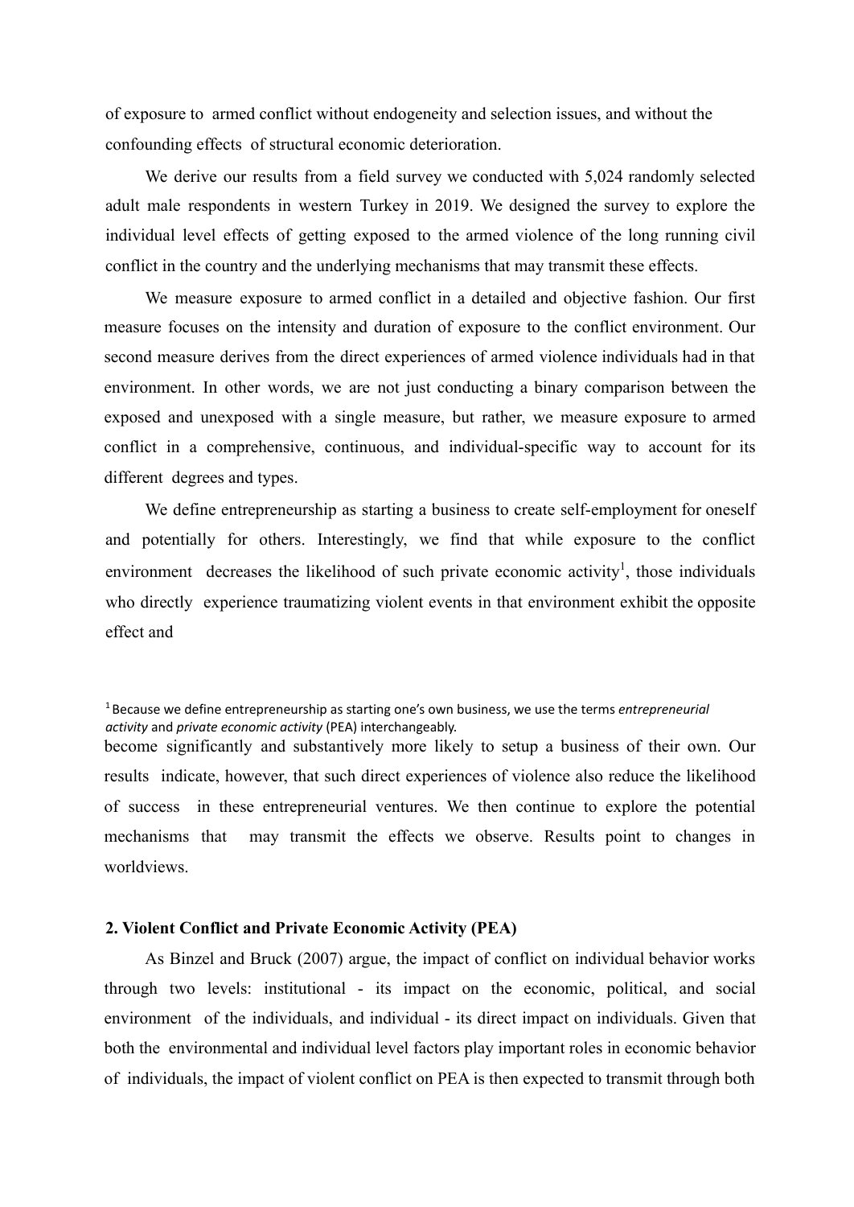of exposure to armed conflict without endogeneity and selection issues, and without the confounding effects of structural economic deterioration.

We derive our results from a field survey we conducted with 5,024 randomly selected adult male respondents in western Turkey in 2019. We designed the survey to explore the individual level effects of getting exposed to the armed violence of the long running civil conflict in the country and the underlying mechanisms that may transmit these effects.

We measure exposure to armed conflict in a detailed and objective fashion. Our first measure focuses on the intensity and duration of exposure to the conflict environment. Our second measure derives from the direct experiences of armed violence individuals had in that environment. In other words, we are not just conducting a binary comparison between the exposed and unexposed with a single measure, but rather, we measure exposure to armed conflict in a comprehensive, continuous, and individual-specific way to account for its different degrees and types.

We define entrepreneurship as starting a business to create self-employment for oneself and potentially for others. Interestingly, we find that while exposure to the conflict environment decreases the likelihood of such private economic activity[1], those individuals who directly experience traumatizing violent events in that environment exhibit the opposite effect and become significantly and substantively more likely to setup a business of their own. Our results indicate, however, that such direct experiences of violence also reduce the likelihood of success in these entrepreneurial ventures. We then continue to explore the potential mechanisms that may transmit the effects we observe. Results point to changes in worldviews.

[1] Because we define entrepreneurship as starting one's own business, we use the terms *entrepreneurial activity* and *private economic activity* (PEA) interchangeably.

## 2. Violent Conflict and Private Economic Activity (PEA)

As Binzel and Bruck (2007) argue, the impact of conflict on individual behavior works through two levels: institutional - its impact on the economic, political, and social environment of the individuals, and individual - its direct impact on individuals. Given that both the environmental and individual level factors play important roles in economic behavior of individuals, the impact of violent conflict on PEA is then expected to transmit through both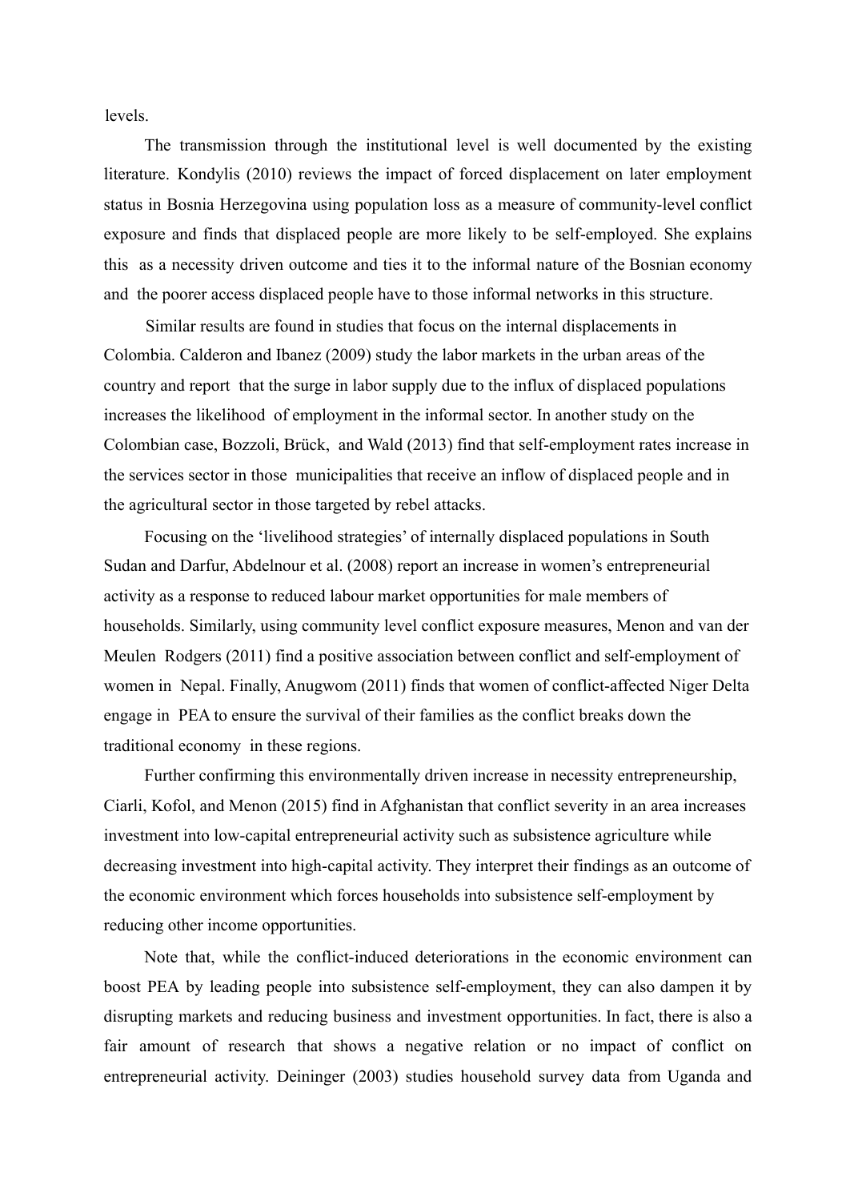levels.

The transmission through the institutional level is well documented by the existing literature. Kondylis (2010) reviews the impact of forced displacement on later employment status in Bosnia Herzegovina using population loss as a measure of community-level conflict exposure and finds that displaced people are more likely to be self-employed. She explains this as a necessity driven outcome and ties it to the informal nature of the Bosnian economy and the poorer access displaced people have to those informal networks in this structure.

Similar results are found in studies that focus on the internal displacements in Colombia. Calderon and Ibanez (2009) study the labor markets in the urban areas of the country and report that the surge in labor supply due to the influx of displaced populations increases the likelihood of employment in the informal sector. In another study on the Colombian case, Bozzoli, Brück, and Wald (2013) find that self-employment rates increase in the services sector in those municipalities that receive an inflow of displaced people and in the agricultural sector in those targeted by rebel attacks.

Focusing on the 'livelihood strategies' of internally displaced populations in South Sudan and Darfur, Abdelnour et al. (2008) report an increase in women's entrepreneurial activity as a response to reduced labour market opportunities for male members of households. Similarly, using community level conflict exposure measures, Menon and van der Meulen Rodgers (2011) find a positive association between conflict and self-employment of women in Nepal. Finally, Anugwom (2011) finds that women of conflict-affected Niger Delta engage in PEA to ensure the survival of their families as the conflict breaks down the traditional economy in these regions.

Further confirming this environmentally driven increase in necessity entrepreneurship, Ciarli, Kofol, and Menon (2015) find in Afghanistan that conflict severity in an area increases investment into low-capital entrepreneurial activity such as subsistence agriculture while decreasing investment into high-capital activity. They interpret their findings as an outcome of the economic environment which forces households into subsistence self-employment by reducing other income opportunities.

Note that, while the conflict-induced deteriorations in the economic environment can boost PEA by leading people into subsistence self-employment, they can also dampen it by disrupting markets and reducing business and investment opportunities. In fact, there is also a fair amount of research that shows a negative relation or no impact of conflict on entrepreneurial activity. Deininger (2003) studies household survey data from Uganda and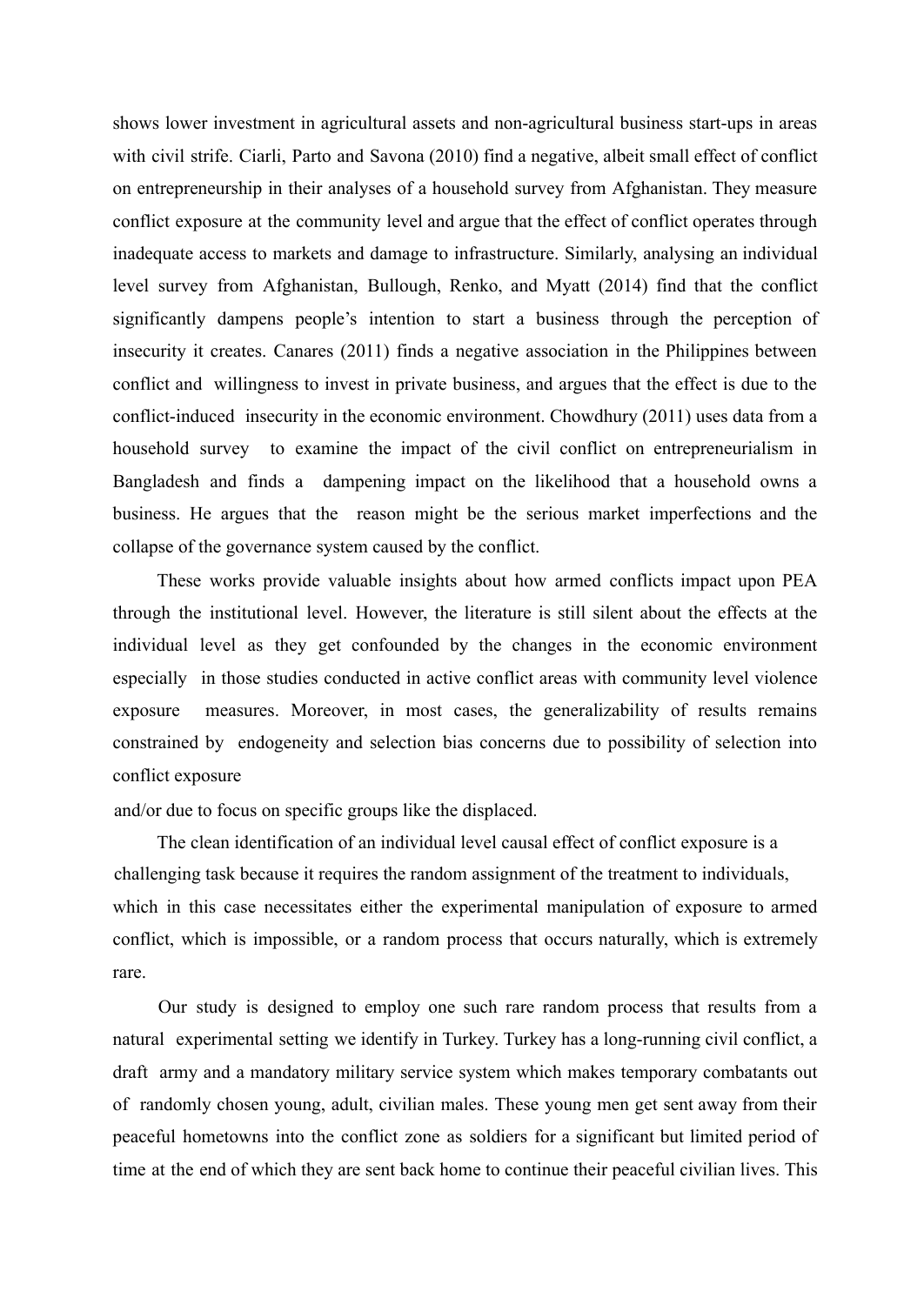shows lower investment in agricultural assets and non-agricultural business start-ups in areas with civil strife. Ciarli, Parto and Savona (2010) find a negative, albeit small effect of conflict on entrepreneurship in their analyses of a household survey from Afghanistan. They measure conflict exposure at the community level and argue that the effect of conflict operates through inadequate access to markets and damage to infrastructure. Similarly, analysing an individual level survey from Afghanistan, Bullough, Renko, and Myatt (2014) find that the conflict significantly dampens people's intention to start a business through the perception of insecurity it creates. Canares (2011) finds a negative association in the Philippines between conflict and willingness to invest in private business, and argues that the effect is due to the conflict-induced insecurity in the economic environment. Chowdhury (2011) uses data from a household survey to examine the impact of the civil conflict on entrepreneurialism in Bangladesh and finds a dampening impact on the likelihood that a household owns a business. He argues that the reason might be the serious market imperfections and the collapse of the governance system caused by the conflict.

These works provide valuable insights about how armed conflicts impact upon PEA through the institutional level. However, the literature is still silent about the effects at the individual level as they get confounded by the changes in the economic environment especially in those studies conducted in active conflict areas with community level violence exposure measures. Moreover, in most cases, the generalizability of results remains constrained by endogeneity and selection bias concerns due to possibility of selection into conflict exposure and/or due to focus on specific groups like the displaced.

The clean identification of an individual level causal effect of conflict exposure is a challenging task because it requires the random assignment of the treatment to individuals, which in this case necessitates either the experimental manipulation of exposure to armed conflict, which is impossible, or a random process that occurs naturally, which is extremely rare.

Our study is designed to employ one such rare random process that results from a natural experimental setting we identify in Turkey. Turkey has a long-running civil conflict, a draft army and a mandatory military service system which makes temporary combatants out of randomly chosen young, adult, civilian males. These young men get sent away from their peaceful hometowns into the conflict zone as soldiers for a significant but limited period of time at the end of which they are sent back home to continue their peaceful civilian lives. This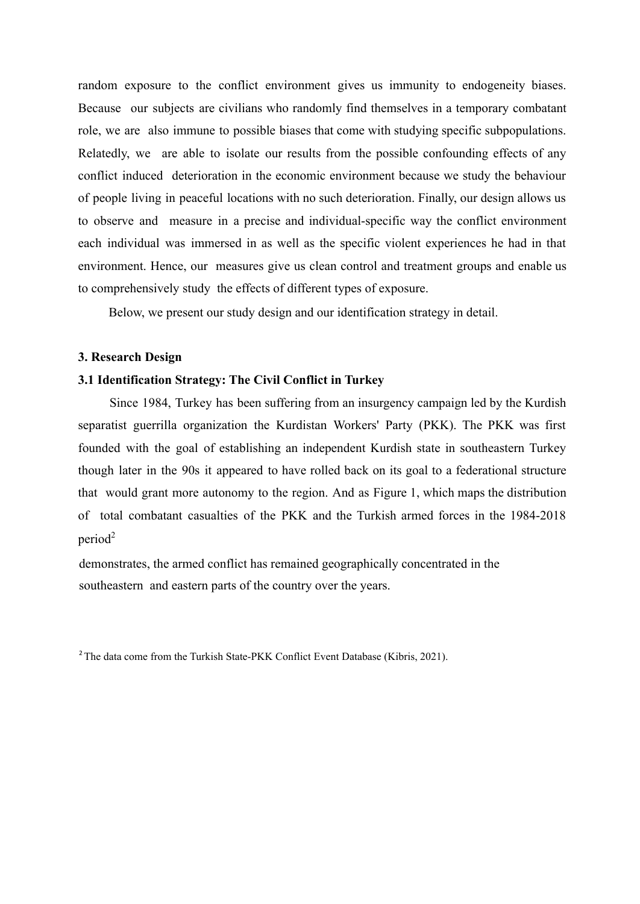random exposure to the conflict environment gives us immunity to endogeneity biases. Because our subjects are civilians who randomly find themselves in a temporary combatant role, we are also immune to possible biases that come with studying specific subpopulations. Relatedly, we are able to isolate our results from the possible confounding effects of any conflict induced deterioration in the economic environment because we study the behaviour of people living in peaceful locations with no such deterioration. Finally, our design allows us to observe and measure in a precise and individual-specific way the conflict environment each individual was immersed in as well as the specific violent experiences he had in that environment. Hence, our measures give us clean control and treatment groups and enable us to comprehensively study the effects of different types of exposure.

Below, we present our study design and our identification strategy in detail.

## 3. Research Design

### 3.1 Identification Strategy: The Civil Conflict in Turkey

Since 1984, Turkey has been suffering from an insurgency campaign led by the Kurdish separatist guerrilla organization the Kurdistan Workers' Party (PKK). The PKK was first founded with the goal of establishing an independent Kurdish state in southeastern Turkey though later in the 90s it appeared to have rolled back on its goal to a federational structure that would grant more autonomy to the region. And as Figure 1, which maps the distribution of total combatant casualties of the PKK and the Turkish armed forces in the 1984-2018 period[2] demonstrates, the armed conflict has remained geographically concentrated in the southeastern and eastern parts of the country over the years.

[2] The data come from the Turkish State-PKK Conflict Event Database (Kibris, 2021).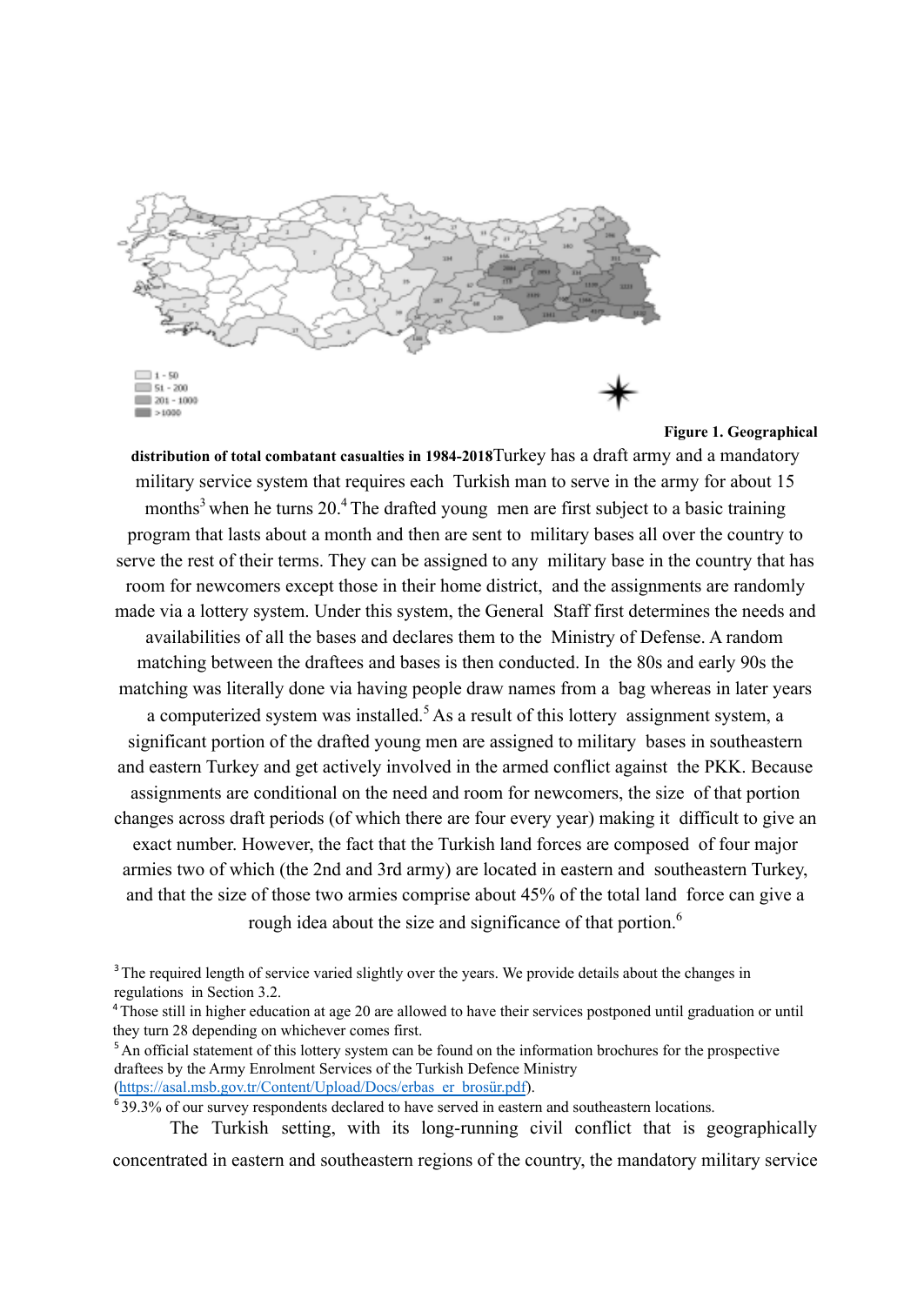**Figure 1. Geographical distribution of total combatant casualties in 1984-2018**

Turkey has a draft army and a mandatory military service system that requires each Turkish man to serve in the army for about 15 months[3] when he turns 20.[4] The drafted young men are first subject to a basic training program that lasts about a month and then are sent to military bases all over the country to serve the rest of their terms. They can be assigned to any military base in the country that has room for newcomers except those in their home district, and the assignments are randomly made via a lottery system. Under this system, the General Staff first determines the needs and availabilities of all the bases and declares them to the Ministry of Defense. A random matching between the draftees and bases is then conducted. In the 80s and early 90s the matching was literally done via having people draw names from a bag whereas in later years a computerized system was installed.[5] As a result of this lottery assignment system, a significant portion of the drafted young men are assigned to military bases in southeastern and eastern Turkey and get actively involved in the armed conflict against the PKK. Because assignments are conditional on the need and room for newcomers, the size of that portion changes across draft periods (of which there are four every year) making it difficult to give an exact number. However, the fact that the Turkish land forces are composed of four major armies two of which (the 2nd and 3rd army) are located in eastern and southeastern Turkey, and that the size of those two armies comprise about 45% of the total land force can give a rough idea about the size and significance of that portion.[6]

[3] The required length of service varied slightly over the years. We provide details about the changes in regulations in Section 3.2.

[4] Those still in higher education at age 20 are allowed to have their services postponed until graduation or until they turn 28 depending on whichever comes first.

[5] An official statement of this lottery system can be found on the information brochures for the prospective draftees by the Army Enrolment Services of the Turkish Defence Ministry (https://asal.msb.gov.tr/Content/Upload/Docs/erbas_er_brosür.pdf).

[6] 39.3% of our survey respondents declared to have served in eastern and southeastern locations.

The Turkish setting, with its long-running civil conflict that is geographically concentrated in eastern and southeastern regions of the country, the mandatory military service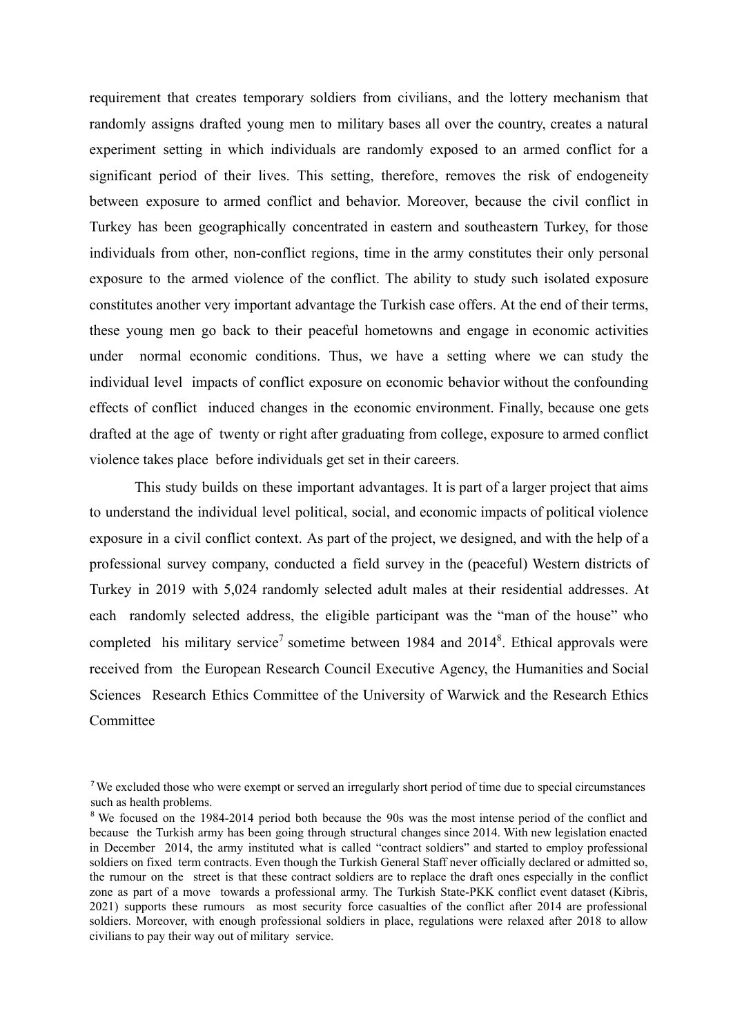requirement that creates temporary soldiers from civilians, and the lottery mechanism that randomly assigns drafted young men to military bases all over the country, creates a natural experiment setting in which individuals are randomly exposed to an armed conflict for a significant period of their lives. This setting, therefore, removes the risk of endogeneity between exposure to armed conflict and behavior. Moreover, because the civil conflict in Turkey has been geographically concentrated in eastern and southeastern Turkey, for those individuals from other, non-conflict regions, time in the army constitutes their only personal exposure to the armed violence of the conflict. The ability to study such isolated exposure constitutes another very important advantage the Turkish case offers. At the end of their terms, these young men go back to their peaceful hometowns and engage in economic activities under normal economic conditions. Thus, we have a setting where we can study the individual level impacts of conflict exposure on economic behavior without the confounding effects of conflict induced changes in the economic environment. Finally, because one gets drafted at the age of twenty or right after graduating from college, exposure to armed conflict violence takes place before individuals get set in their careers.

This study builds on these important advantages. It is part of a larger project that aims to understand the individual level political, social, and economic impacts of political violence exposure in a civil conflict context. As part of the project, we designed, and with the help of a professional survey company, conducted a field survey in the (peaceful) Western districts of Turkey in 2019 with 5,024 randomly selected adult males at their residential addresses. At each randomly selected address, the eligible participant was the "man of the house" who completed his military service[7] sometime between 1984 and 2014[8]. Ethical approvals were received from the European Research Council Executive Agency, the Humanities and Social Sciences Research Ethics Committee of the University of Warwick and the Research Ethics Committee

[7] We excluded those who were exempt or served an irregularly short period of time due to special circumstances such as health problems.

[8] We focused on the 1984-2014 period both because the 90s was the most intense period of the conflict and because the Turkish army has been going through structural changes since 2014. With new legislation enacted in December 2014, the army instituted what is called "contract soldiers" and started to employ professional soldiers on fixed term contracts. Even though the Turkish General Staff never officially declared or admitted so, the rumour on the street is that these contract soldiers are to replace the draft ones especially in the conflict zone as part of a move towards a professional army. The Turkish State-PKK conflict event dataset (Kibris, 2021) supports these rumours as most security force casualties of the conflict after 2014 are professional soldiers. Moreover, with enough professional soldiers in place, regulations were relaxed after 2018 to allow civilians to pay their way out of military service.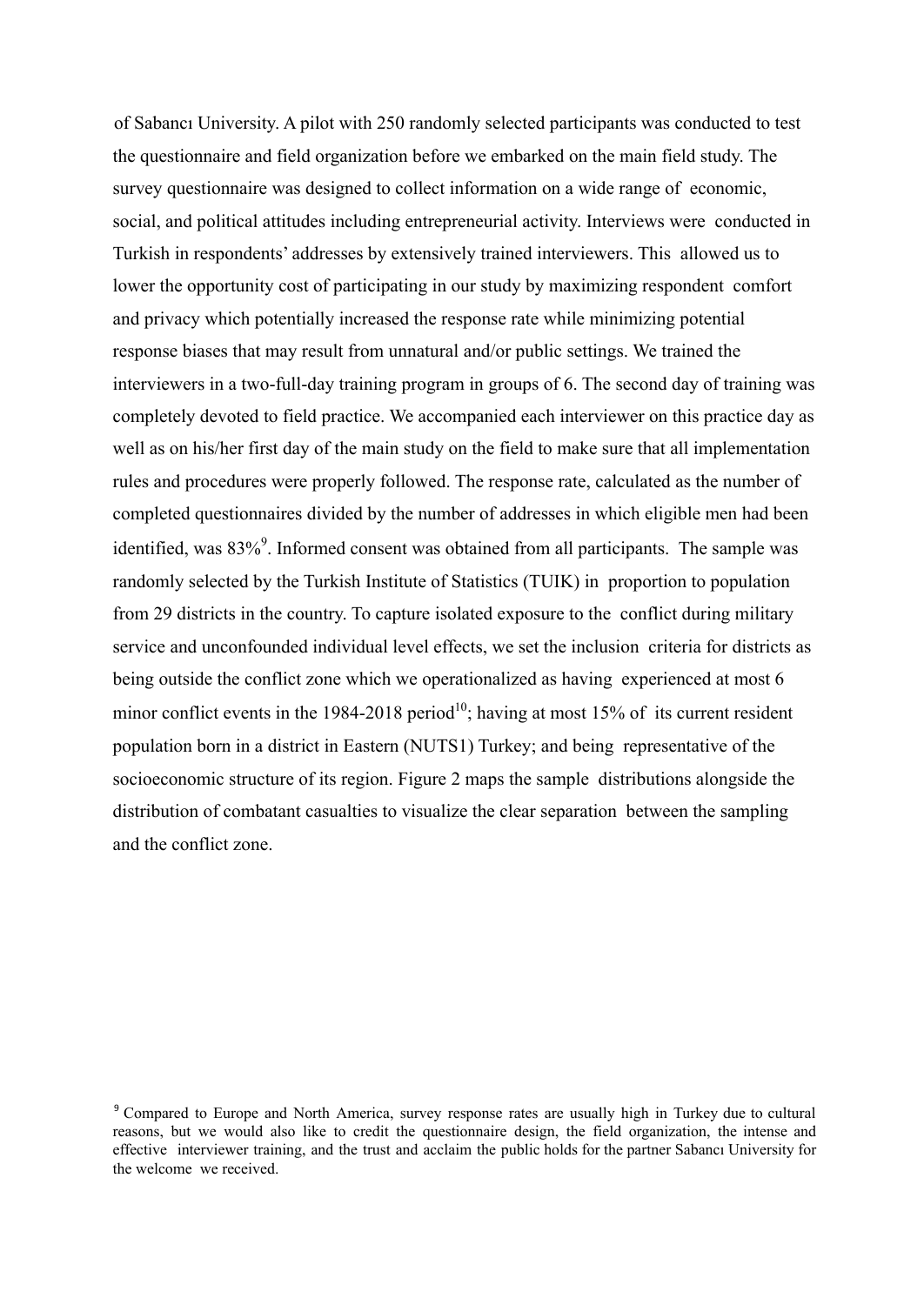of Sabancı University. A pilot with 250 randomly selected participants was conducted to test the questionnaire and field organization before we embarked on the main field study. The survey questionnaire was designed to collect information on a wide range of economic, social, and political attitudes including entrepreneurial activity. Interviews were conducted in Turkish in respondents' addresses by extensively trained interviewers. This allowed us to lower the opportunity cost of participating in our study by maximizing respondent comfort and privacy which potentially increased the response rate while minimizing potential response biases that may result from unnatural and/or public settings. We trained the interviewers in a two-full-day training program in groups of 6. The second day of training was completely devoted to field practice. We accompanied each interviewer on this practice day as well as on his/her first day of the main study on the field to make sure that all implementation rules and procedures were properly followed. The response rate, calculated as the number of completed questionnaires divided by the number of addresses in which eligible men had been identified, was 83%[9]. Informed consent was obtained from all participants. The sample was randomly selected by the Turkish Institute of Statistics (TUIK) in proportion to population from 29 districts in the country. To capture isolated exposure to the conflict during military service and unconfounded individual level effects, we set the inclusion criteria for districts as being outside the conflict zone which we operationalized as having experienced at most 6 minor conflict events in the 1984-2018 period[10]; having at most 15% of its current resident population born in a district in Eastern (NUTS1) Turkey; and being representative of the socioeconomic structure of its region. Figure 2 maps the sample distributions alongside the distribution of combatant casualties to visualize the clear separation between the sampling and the conflict zone.

[9] Compared to Europe and North America, survey response rates are usually high in Turkey due to cultural reasons, but we would also like to credit the questionnaire design, the field organization, the intense and effective interviewer training, and the trust and acclaim the public holds for the partner Sabancı University for the welcome we received.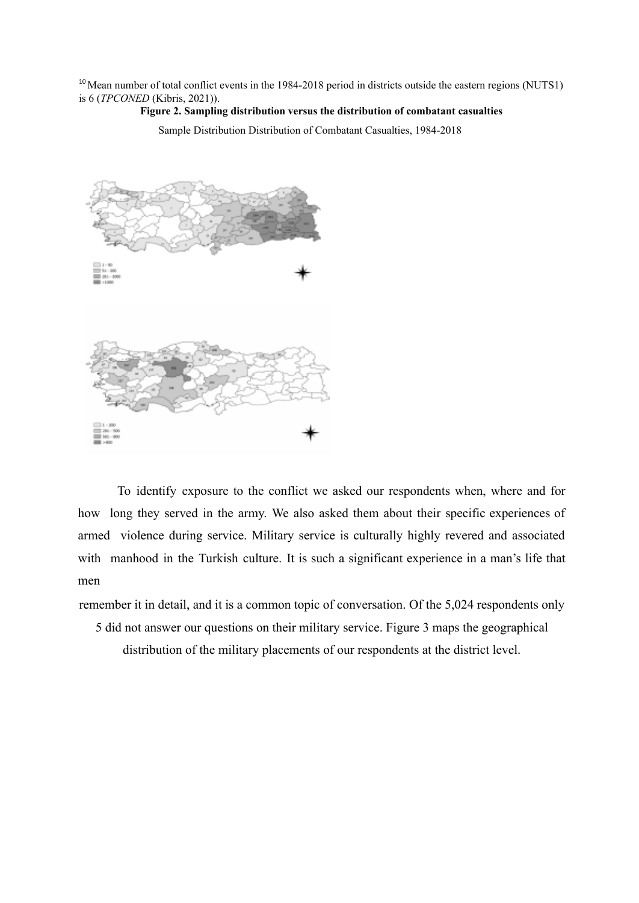[10] Mean number of total conflict events in the 1984-2018 period in districts outside the eastern regions (NUTS1) is 6 (*TPCONED* (Kibris, 2021)).

**Figure 2. Sampling distribution versus the distribution of combatant casualties**

Sample Distribution Distribution of Combatant Casualties, 1984-2018

To identify exposure to the conflict we asked our respondents when, where and for how long they served in the army. We also asked them about their specific experiences of armed violence during service. Military service is culturally highly revered and associated with manhood in the Turkish culture. It is such a significant experience in a man's life that men remember it in detail, and it is a common topic of conversation. Of the 5,024 respondents only 5 did not answer our questions on their military service. Figure 3 maps the geographical distribution of the military placements of our respondents at the district level.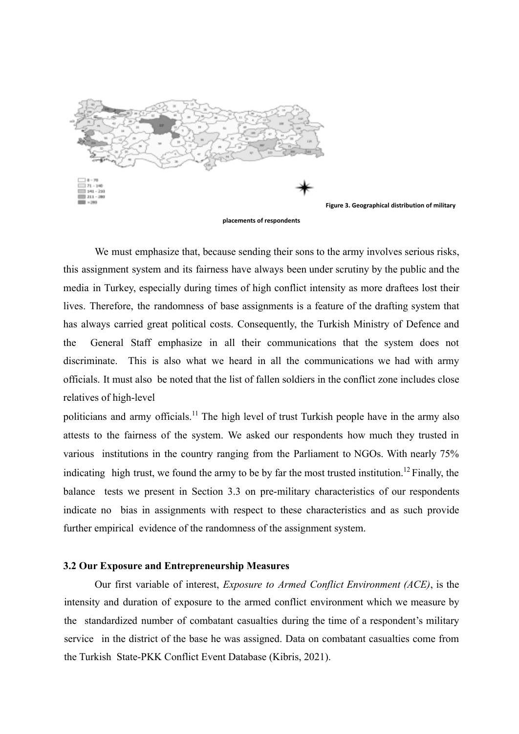Figure 3. Geographical distribution of military placements of respondents

We must emphasize that, because sending their sons to the army involves serious risks, this assignment system and its fairness have always been under scrutiny by the public and the media in Turkey, especially during times of high conflict intensity as more draftees lost their lives. Therefore, the randomness of base assignments is a feature of the drafting system that has always carried great political costs. Consequently, the Turkish Ministry of Defence and the General Staff emphasize in all their communications that the system does not discriminate. This is also what we heard in all the communications we had with army officials. It must also be noted that the list of fallen soldiers in the conflict zone includes close relatives of high-level politicians and army officials.[11] The high level of trust Turkish people have in the army also attests to the fairness of the system. We asked our respondents how much they trusted in various institutions in the country ranging from the Parliament to NGOs. With nearly 75% indicating high trust, we found the army to be by far the most trusted institution.[12] Finally, the balance tests we present in Section 3.3 on pre-military characteristics of our respondents indicate no bias in assignments with respect to these characteristics and as such provide further empirical evidence of the randomness of the assignment system.

### 3.2 Our Exposure and Entrepreneurship Measures

Our first variable of interest, *Exposure to Armed Conflict Environment (ACE)*, is the intensity and duration of exposure to the armed conflict environment which we measure by the standardized number of combatant casualties during the time of a respondent's military service in the district of the base he was assigned. Data on combatant casualties come from the Turkish State-PKK Conflict Event Database (Kibris, 2021).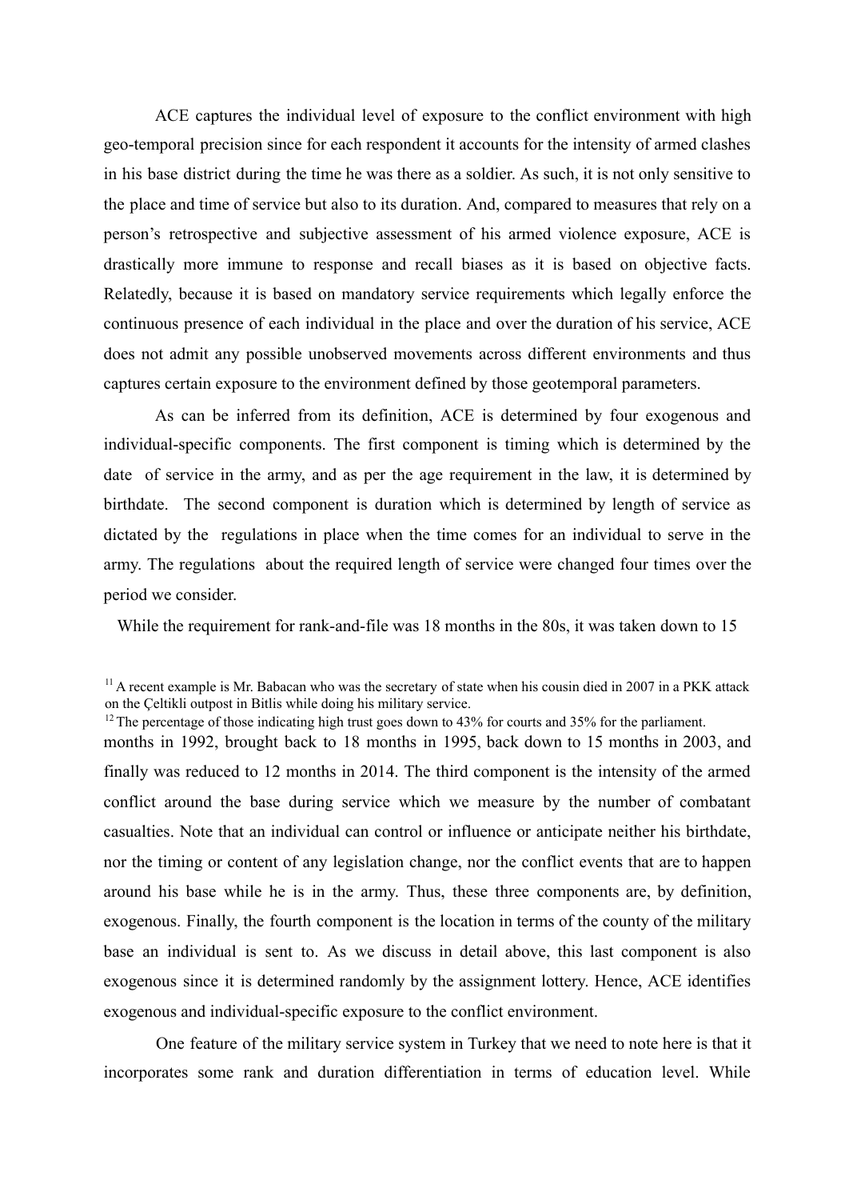ACE captures the individual level of exposure to the conflict environment with high geo-temporal precision since for each respondent it accounts for the intensity of armed clashes in his base district during the time he was there as a soldier. As such, it is not only sensitive to the place and time of service but also to its duration. And, compared to measures that rely on a person's retrospective and subjective assessment of his armed violence exposure, ACE is drastically more immune to response and recall biases as it is based on objective facts. Relatedly, because it is based on mandatory service requirements which legally enforce the continuous presence of each individual in the place and over the duration of his service, ACE does not admit any possible unobserved movements across different environments and thus captures certain exposure to the environment defined by those geotemporal parameters.

As can be inferred from its definition, ACE is determined by four exogenous and individual-specific components. The first component is timing which is determined by the date of service in the army, and as per the age requirement in the law, it is determined by birthdate. The second component is duration which is determined by length of service as dictated by the regulations in place when the time comes for an individual to serve in the army. The regulations about the required length of service were changed four times over the period we consider.

While the requirement for rank-and-file was 18 months in the 80s, it was taken down to 15 months in 1992, brought back to 18 months in 1995, back down to 15 months in 2003, and finally was reduced to 12 months in 2014. The third component is the intensity of the armed conflict around the base during service which we measure by the number of combatant casualties. Note that an individual can control or influence or anticipate neither his birthdate, nor the timing or content of any legislation change, nor the conflict events that are to happen around his base while he is in the army. Thus, these three components are, by definition, exogenous. Finally, the fourth component is the location in terms of the county of the military base an individual is sent to. As we discuss in detail above, this last component is also exogenous since it is determined randomly by the assignment lottery. Hence, ACE identifies exogenous and individual-specific exposure to the conflict environment.

One feature of the military service system in Turkey that we need to note here is that it incorporates some rank and duration differentiation in terms of education level. While

[11] A recent example is Mr. Babacan who was the secretary of state when his cousin died in 2007 in a PKK attack on the Çeltikli outpost in Bitlis while doing his military service.

[12] The percentage of those indicating high trust goes down to 43% for courts and 35% for the parliament.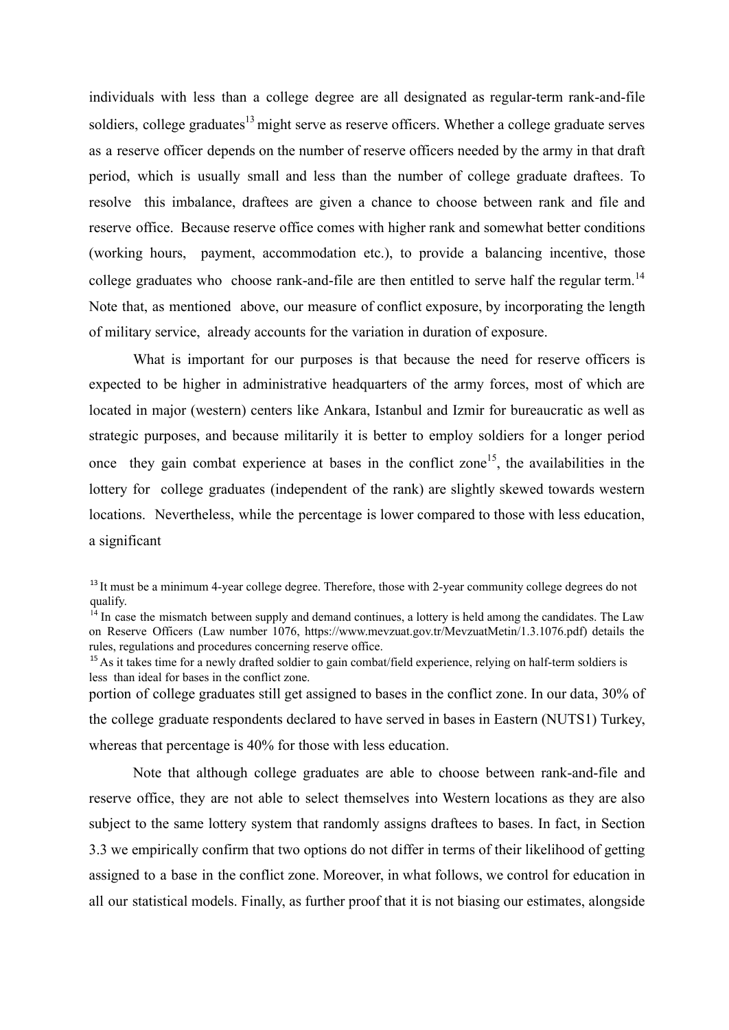individuals with less than a college degree are all designated as regular-term rank-and-file soldiers, college graduates[13] might serve as reserve officers. Whether a college graduate serves as a reserve officer depends on the number of reserve officers needed by the army in that draft period, which is usually small and less than the number of college graduate draftees. To resolve this imbalance, draftees are given a chance to choose between rank and file and reserve office. Because reserve office comes with higher rank and somewhat better conditions (working hours, payment, accommodation etc.), to provide a balancing incentive, those college graduates who choose rank-and-file are then entitled to serve half the regular term.[14] Note that, as mentioned above, our measure of conflict exposure, by incorporating the length of military service, already accounts for the variation in duration of exposure.

What is important for our purposes is that because the need for reserve officers is expected to be higher in administrative headquarters of the army forces, most of which are located in major (western) centers like Ankara, Istanbul and Izmir for bureaucratic as well as strategic purposes, and because militarily it is better to employ soldiers for a longer period once they gain combat experience at bases in the conflict zone[15], the availabilities in the lottery for college graduates (independent of the rank) are slightly skewed towards western locations. Nevertheless, while the percentage is lower compared to those with less education, a significant portion of college graduates still get assigned to bases in the conflict zone. In our data, 30% of the college graduate respondents declared to have served in bases in Eastern (NUTS1) Turkey, whereas that percentage is 40% for those with less education.

Note that although college graduates are able to choose between rank-and-file and reserve office, they are not able to select themselves into Western locations as they are also subject to the same lottery system that randomly assigns draftees to bases. In fact, in Section 3.3 we empirically confirm that two options do not differ in terms of their likelihood of getting assigned to a base in the conflict zone. Moreover, in what follows, we control for education in all our statistical models. Finally, as further proof that it is not biasing our estimates, alongside

[13] It must be a minimum 4-year college degree. Therefore, those with 2-year community college degrees do not qualify.

[14] In case the mismatch between supply and demand continues, a lottery is held among the candidates. The Law on Reserve Officers (Law number 1076, https://www.mevzuat.gov.tr/MevzuatMetin/1.3.1076.pdf) details the rules, regulations and procedures concerning reserve office.

[15] As it takes time for a newly drafted soldier to gain combat/field experience, relying on half-term soldiers is less than ideal for bases in the conflict zone.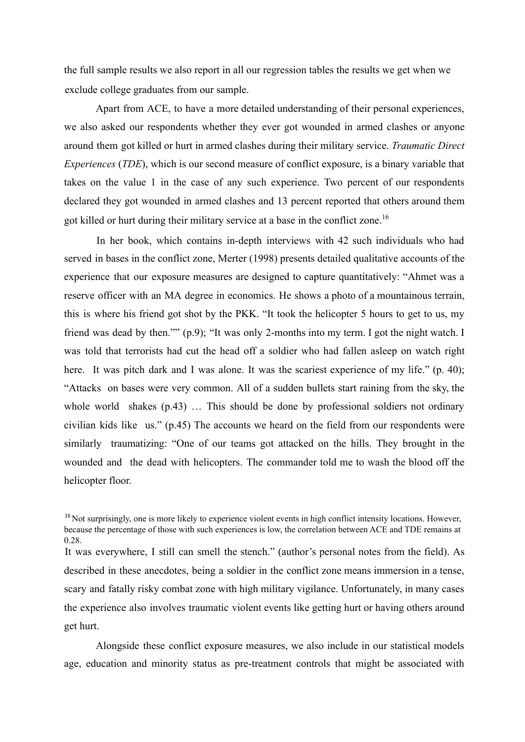the full sample results we also report in all our regression tables the results we get when we exclude college graduates from our sample.

Apart from ACE, to have a more detailed understanding of their personal experiences, we also asked our respondents whether they ever got wounded in armed clashes or anyone around them got killed or hurt in armed clashes during their military service. *Traumatic Direct Experiences* (*TDE*), which is our second measure of conflict exposure, is a binary variable that takes on the value 1 in the case of any such experience. Two percent of our respondents declared they got wounded in armed clashes and 13 percent reported that others around them got killed or hurt during their military service at a base in the conflict zone.[16]

In her book, which contains in-depth interviews with 42 such individuals who had served in bases in the conflict zone, Merter (1998) presents detailed qualitative accounts of the experience that our exposure measures are designed to capture quantitatively: "Ahmet was a reserve officer with an MA degree in economics. He shows a photo of a mountainous terrain, this is where his friend got shot by the PKK. "It took the helicopter 5 hours to get to us, my friend was dead by then."" (p.9); "It was only 2-months into my term. I got the night watch. I was told that terrorists had cut the head off a soldier who had fallen asleep on watch right here. It was pitch dark and I was alone. It was the scariest experience of my life." (p. 40); "Attacks on bases were very common. All of a sudden bullets start raining from the sky, the whole world shakes (p.43) … This should be done by professional soldiers not ordinary civilian kids like us." (p.45) The accounts we heard on the field from our respondents were similarly traumatizing: "One of our teams got attacked on the hills. They brought in the wounded and the dead with helicopters. The commander told me to wash the blood off the helicopter floor. It was everywhere, I still can smell the stench." (author's personal notes from the field). As described in these anecdotes, being a soldier in the conflict zone means immersion in a tense, scary and fatally risky combat zone with high military vigilance. Unfortunately, in many cases the experience also involves traumatic violent events like getting hurt or having others around get hurt.

Alongside these conflict exposure measures, we also include in our statistical models age, education and minority status as pre-treatment controls that might be associated with

[16] Not surprisingly, one is more likely to experience violent events in high conflict intensity locations. However, because the percentage of those with such experiences is low, the correlation between ACE and TDE remains at 0.28.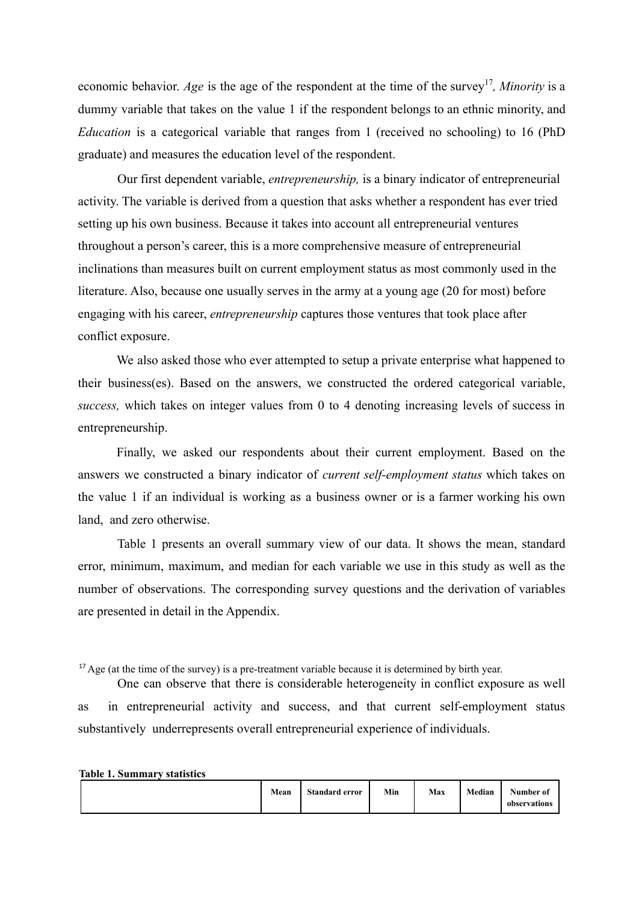economic behavior. *Age* is the age of the respondent at the time of the survey[17], *Minority* is a dummy variable that takes on the value 1 if the respondent belongs to an ethnic minority, and *Education* is a categorical variable that ranges from 1 (received no schooling) to 16 (PhD graduate) and measures the education level of the respondent.

Our first dependent variable, *entrepreneurship,* is a binary indicator of entrepreneurial activity. The variable is derived from a question that asks whether a respondent has ever tried setting up his own business. Because it takes into account all entrepreneurial ventures throughout a person's career, this is a more comprehensive measure of entrepreneurial inclinations than measures built on current employment status as most commonly used in the literature. Also, because one usually serves in the army at a young age (20 for most) before engaging with his career, *entrepreneurship* captures those ventures that took place after conflict exposure.

We also asked those who ever attempted to setup a private enterprise what happened to their business(es). Based on the answers, we constructed the ordered categorical variable, *success,* which takes on integer values from 0 to 4 denoting increasing levels of success in entrepreneurship.

Finally, we asked our respondents about their current employment. Based on the answers we constructed a binary indicator of *current self-employment status* which takes on the value 1 if an individual is working as a business owner or is a farmer working his own land, and zero otherwise.

Table 1 presents an overall summary view of our data. It shows the mean, standard error, minimum, maximum, and median for each variable we use in this study as well as the number of observations. The corresponding survey questions and the derivation of variables are presented in detail in the Appendix.

[17] Age (at the time of the survey) is a pre-treatment variable because it is determined by birth year.

One can observe that there is considerable heterogeneity in conflict exposure as well as in entrepreneurial activity and success, and that current self-employment status substantively underrepresents overall entrepreneurial experience of individuals.

**Table 1. Summary statistics**

| | Mean | Standard error | Min | Max | Median | Number of observations |
|---|---|---|---|---|---|---|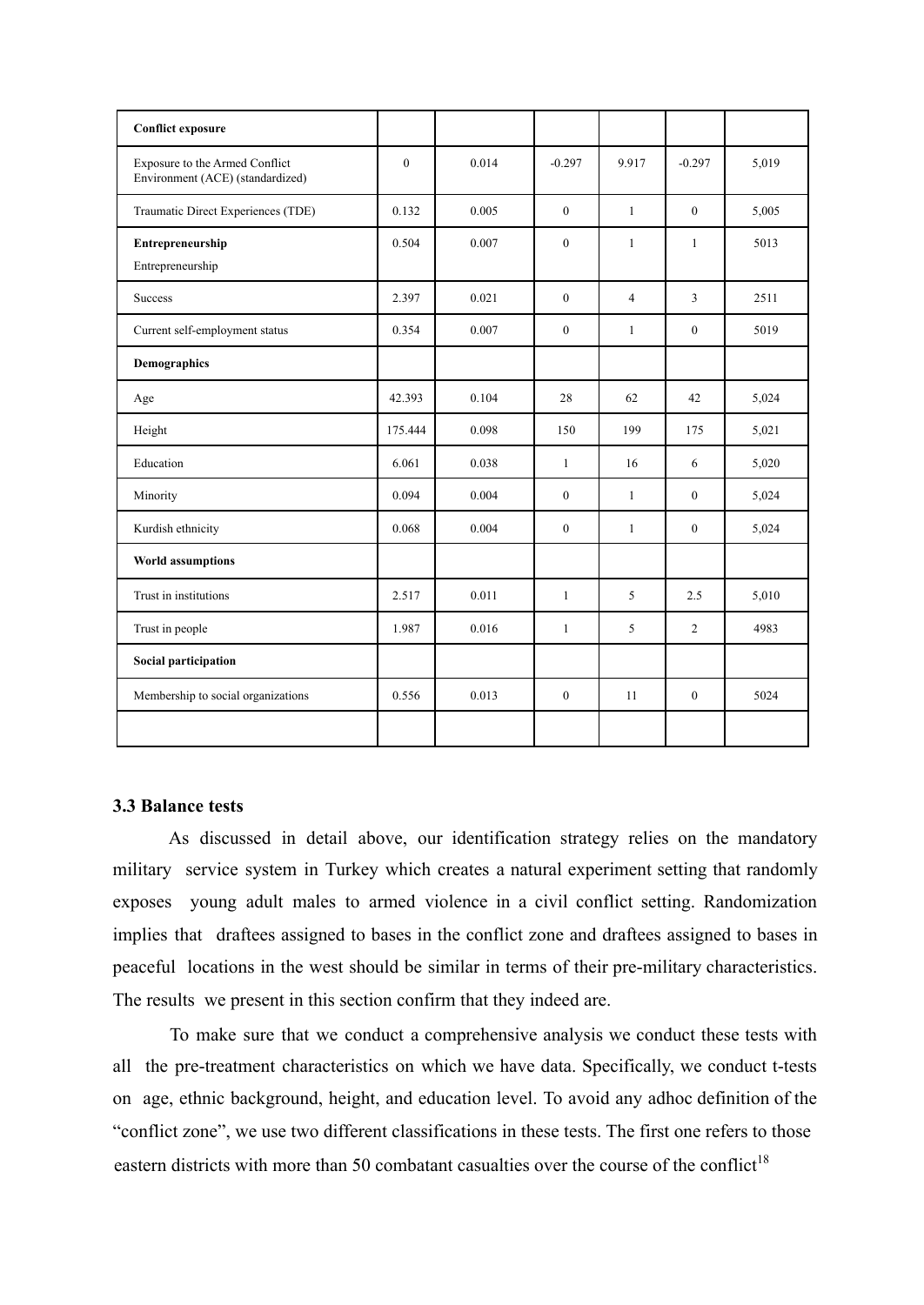| | | | | | | |
|---|---|---|---|---|---|---|
| **Conflict exposure** | | | | | | |
| Exposure to the Armed Conflict Environment (ACE) (standardized) | 0 | 0.014 | -0.297 | 9.917 | -0.297 | 5,019 |
| Traumatic Direct Experiences (TDE) | 0.132 | 0.005 | 0 | 1 | 0 | 5,005 |
| **Entrepreneurship**<br>Entrepreneurship | 0.504 | 0.007 | 0 | 1 | 1 | 5013 |
| Success | 2.397 | 0.021 | 0 | 4 | 3 | 2511 |
| Current self-employment status | 0.354 | 0.007 | 0 | 1 | 0 | 5019 |
| **Demographics** | | | | | | |
| Age | 42.393 | 0.104 | 28 | 62 | 42 | 5,024 |
| Height | 175.444 | 0.098 | 150 | 199 | 175 | 5,021 |
| Education | 6.061 | 0.038 | 1 | 16 | 6 | 5,020 |
| Minority | 0.094 | 0.004 | 0 | 1 | 0 | 5,024 |
| Kurdish ethnicity | 0.068 | 0.004 | 0 | 1 | 0 | 5,024 |
| **World assumptions** | | | | | | |
| Trust in institutions | 2.517 | 0.011 | 1 | 5 | 2.5 | 5,010 |
| Trust in people | 1.987 | 0.016 | 1 | 5 | 2 | 4983 |
| **Social participation** | | | | | | |
| Membership to social organizations | 0.556 | 0.013 | 0 | 11 | 0 | 5024 |
| | | | | | | |

### 3.3 Balance tests

As discussed in detail above, our identification strategy relies on the mandatory military service system in Turkey which creates a natural experiment setting that randomly exposes young adult males to armed violence in a civil conflict setting. Randomization implies that draftees assigned to bases in the conflict zone and draftees assigned to bases in peaceful locations in the west should be similar in terms of their pre-military characteristics. The results we present in this section confirm that they indeed are.

To make sure that we conduct a comprehensive analysis we conduct these tests with all the pre-treatment characteristics on which we have data. Specifically, we conduct t-tests on age, ethnic background, height, and education level. To avoid any adhoc definition of the "conflict zone", we use two different classifications in these tests. The first one refers to those eastern districts with more than 50 combatant casualties over the course of the conflict[18]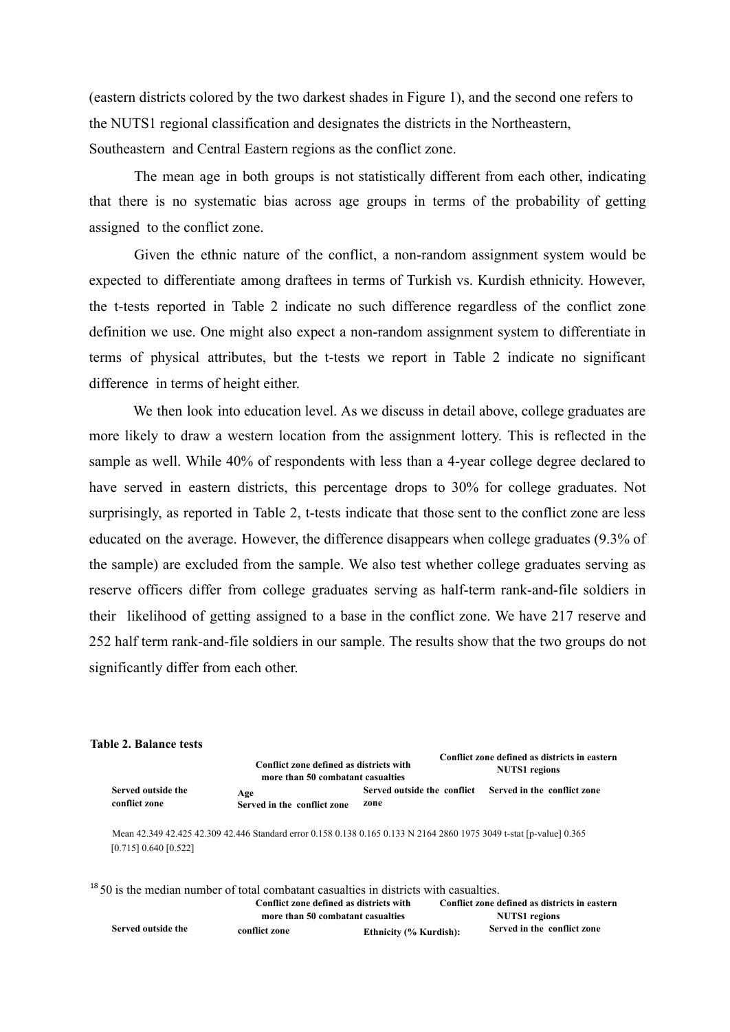(eastern districts colored by the two darkest shades in Figure 1), and the second one refers to the NUTS1 regional classification and designates the districts in the Northeastern, Southeastern and Central Eastern regions as the conflict zone.

The mean age in both groups is not statistically different from each other, indicating that there is no systematic bias across age groups in terms of the probability of getting assigned to the conflict zone.

Given the ethnic nature of the conflict, a non-random assignment system would be expected to differentiate among draftees in terms of Turkish vs. Kurdish ethnicity. However, the t-tests reported in Table 2 indicate no such difference regardless of the conflict zone definition we use. One might also expect a non-random assignment system to differentiate in terms of physical attributes, but the t-tests we report in Table 2 indicate no significant difference in terms of height either.

We then look into education level. As we discuss in detail above, college graduates are more likely to draw a western location from the assignment lottery. This is reflected in the sample as well. While 40% of respondents with less than a 4-year college degree declared to have served in eastern districts, this percentage drops to 30% for college graduates. Not surprisingly, as reported in Table 2, t-tests indicate that those sent to the conflict zone are less educated on the average. However, the difference disappears when college graduates (9.3% of the sample) are excluded from the sample. We also test whether college graduates serving as reserve officers differ from college graduates serving as half-term rank-and-file soldiers in their likelihood of getting assigned to a base in the conflict zone. We have 217 reserve and 252 half term rank-and-file soldiers in our sample. The results show that the two groups do not significantly differ from each other.

**Table 2. Balance tests**

| | Conflict zone defined as districts with more than 50 combatant casualties | | Conflict zone defined as districts in eastern NUTS1 regions | |
|---|---|---|---|---|
| | Served outside the conflict zone | Served in the conflict zone | Served outside the conflict zone | Served in the conflict zone |
| **Age** | | | | |
| Mean | 42.349 | 42.425 | 42.309 | 42.446 |
| Standard error | 0.158 | 0.138 | 0.165 | 0.133 |
| N | 2164 | 2860 | 1975 | 3049 |
| t-stat [p-value] | 0.365 [0.715] | | 0.640 [0.522] | |

[18] 50 is the median number of total combatant casualties in districts with casualties.

| | Conflict zone defined as districts with more than 50 combatant casualties | | Conflict zone defined as districts in eastern NUTS1 regions | |
|---|---|---|---|---|
| | Served outside the conflict zone | | | Served in the conflict zone |
| **Ethnicity (% Kurdish):** | | | | |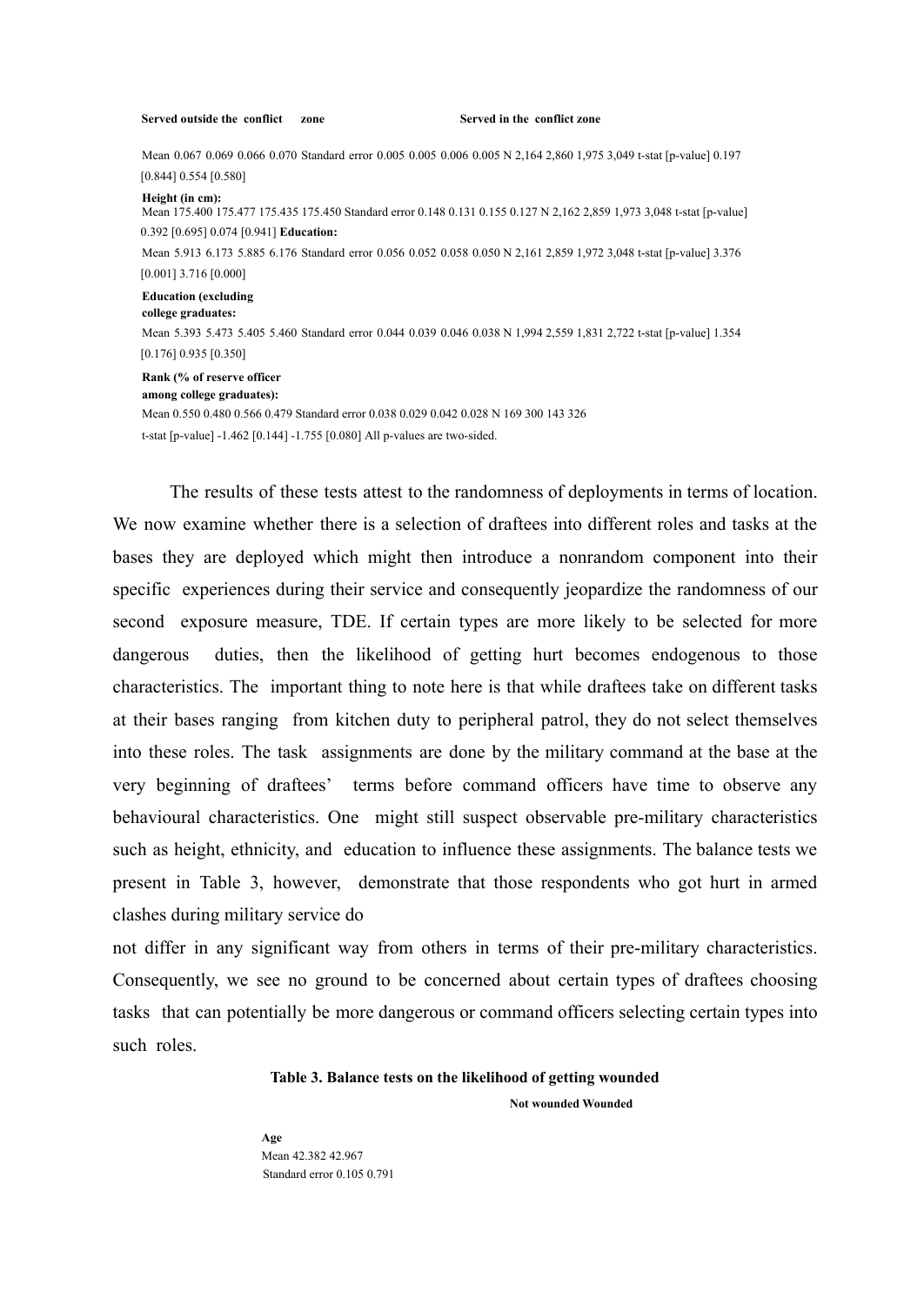| | Served outside the conflict zone | | Served in the conflict zone | |
|---|---|---|---|---|
| Mean | 0.067 | 0.069 | 0.066 | 0.070 |
| Standard error | 0.005 | 0.005 | 0.006 | 0.005 |
| N | 2,164 | 2,860 | 1,975 | 3,049 |
| t-stat [p-value] | 0.197 [0.844] | | 0.554 [0.580] | |
| **Height (in cm):** | | | | |
| Mean | 175.400 | 175.477 | 175.435 | 175.450 |
| Standard error | 0.148 | 0.131 | 0.155 | 0.127 |
| N | 2,162 | 2,859 | 1,973 | 3,048 |
| t-stat [p-value] | 0.392 [0.695] | | 0.074 [0.941] | |
| **Education:** | | | | |
| Mean | 5.913 | 6.173 | 5.885 | 6.176 |
| Standard error | 0.056 | 0.052 | 0.058 | 0.050 |
| N | 2,161 | 2,859 | 1,972 | 3,048 |
| t-stat [p-value] | 3.376 [0.001] | | 3.716 [0.000] | |
| **Education (excluding college graduates:** | | | | |
| Mean | 5.393 | 5.473 | 5.405 | 5.460 |
| Standard error | 0.044 | 0.039 | 0.046 | 0.038 |
| N | 1,994 | 2,559 | 1,831 | 2,722 |
| t-stat [p-value] | 1.354 [0.176] | | 0.935 [0.350] | |
| **Rank (% of reserve officer among college graduates):** | | | | |
| Mean | 0.550 | 0.480 | 0.566 | 0.479 |
| Standard error | 0.038 | 0.029 | 0.042 | 0.028 |
| N | 169 | 300 | 143 | 326 |
| t-stat [p-value] | -1.462 [0.144] | | -1.755 [0.080] | |

All p-values are two-sided.

The results of these tests attest to the randomness of deployments in terms of location. We now examine whether there is a selection of draftees into different roles and tasks at the bases they are deployed which might then introduce a nonrandom component into their specific experiences during their service and consequently jeopardize the randomness of our second exposure measure, TDE. If certain types are more likely to be selected for more dangerous duties, then the likelihood of getting hurt becomes endogenous to those characteristics. The important thing to note here is that while draftees take on different tasks at their bases ranging from kitchen duty to peripheral patrol, they do not select themselves into these roles. The task assignments are done by the military command at the base at the very beginning of draftees' terms before command officers have time to observe any behavioural characteristics. One might still suspect observable pre-military characteristics such as height, ethnicity, and education to influence these assignments. The balance tests we present in Table 3, however, demonstrate that those respondents who got hurt in armed clashes during military service do not differ in any significant way from others in terms of their pre-military characteristics. Consequently, we see no ground to be concerned about certain types of draftees choosing tasks that can potentially be more dangerous or command officers selecting certain types into such roles.

**Table 3. Balance tests on the likelihood of getting wounded**

| | Not wounded | Wounded |
|---|---|---|
| **Age** | | |
| Mean | 42.382 | 42.967 |
| Standard error | 0.105 | 0.791 |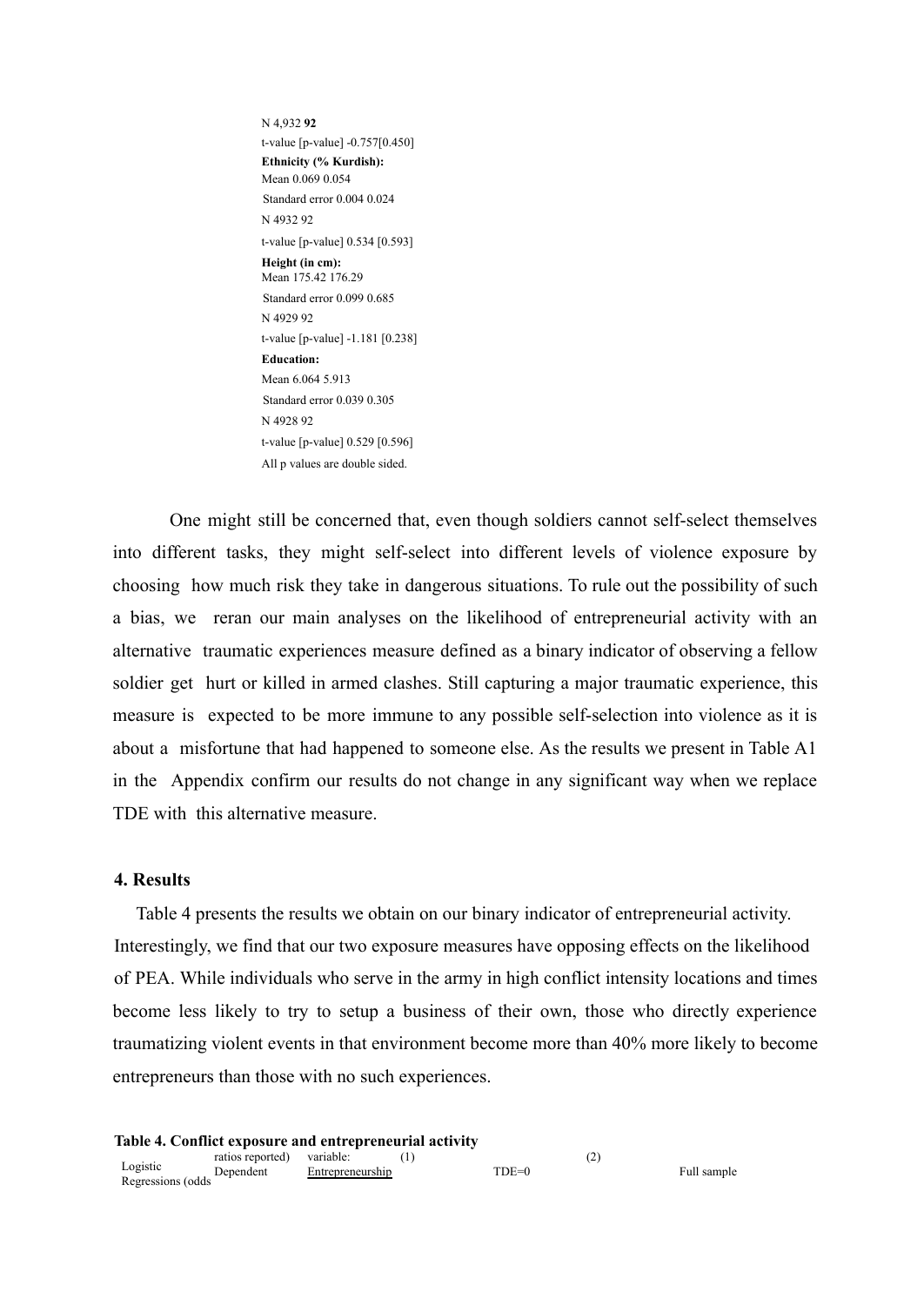| | | |
|---|---|---|
| N | 4,932 | **92** |
| t-value [p-value] | -0.757[0.450] | |
| **Ethnicity (% Kurdish):** | | |
| Mean | 0.069 | 0.054 |
| Standard error | 0.004 | 0.024 |
| N | 4932 | 92 |
| t-value [p-value] | 0.534 [0.593] | |
| **Height (in cm):** | | |
| Mean | 175.42 | 176.29 |
| Standard error | 0.099 | 0.685 |
| N | 4929 | 92 |
| t-value [p-value] | -1.181 [0.238] | |
| **Education:** | | |
| Mean | 6.064 | 5.913 |
| Standard error | 0.039 | 0.305 |
| N | 4928 | 92 |
| t-value [p-value] | 0.529 [0.596] | |

All p values are double sided.

One might still be concerned that, even though soldiers cannot self-select themselves into different tasks, they might self-select into different levels of violence exposure by choosing how much risk they take in dangerous situations. To rule out the possibility of such a bias, we reran our main analyses on the likelihood of entrepreneurial activity with an alternative traumatic experiences measure defined as a binary indicator of observing a fellow soldier get hurt or killed in armed clashes. Still capturing a major traumatic experience, this measure is expected to be more immune to any possible self-selection into violence as it is about a misfortune that had happened to someone else. As the results we present in Table A1 in the Appendix confirm our results do not change in any significant way when we replace TDE with this alternative measure.

## 4. Results

Table 4 presents the results we obtain on our binary indicator of entrepreneurial activity. Interestingly, we find that our two exposure measures have opposing effects on the likelihood of PEA. While individuals who serve in the army in high conflict intensity locations and times become less likely to try to setup a business of their own, those who directly experience traumatizing violent events in that environment become more than 40% more likely to become entrepreneurs than those with no such experiences.

**Table 4. Conflict exposure and entrepreneurial activity**

| Logistic Regressions (odds ratios reported) | Dependent variable: Entrepreneurship | (1) TDE=0 | (2) Full sample |
|---|---|---|---|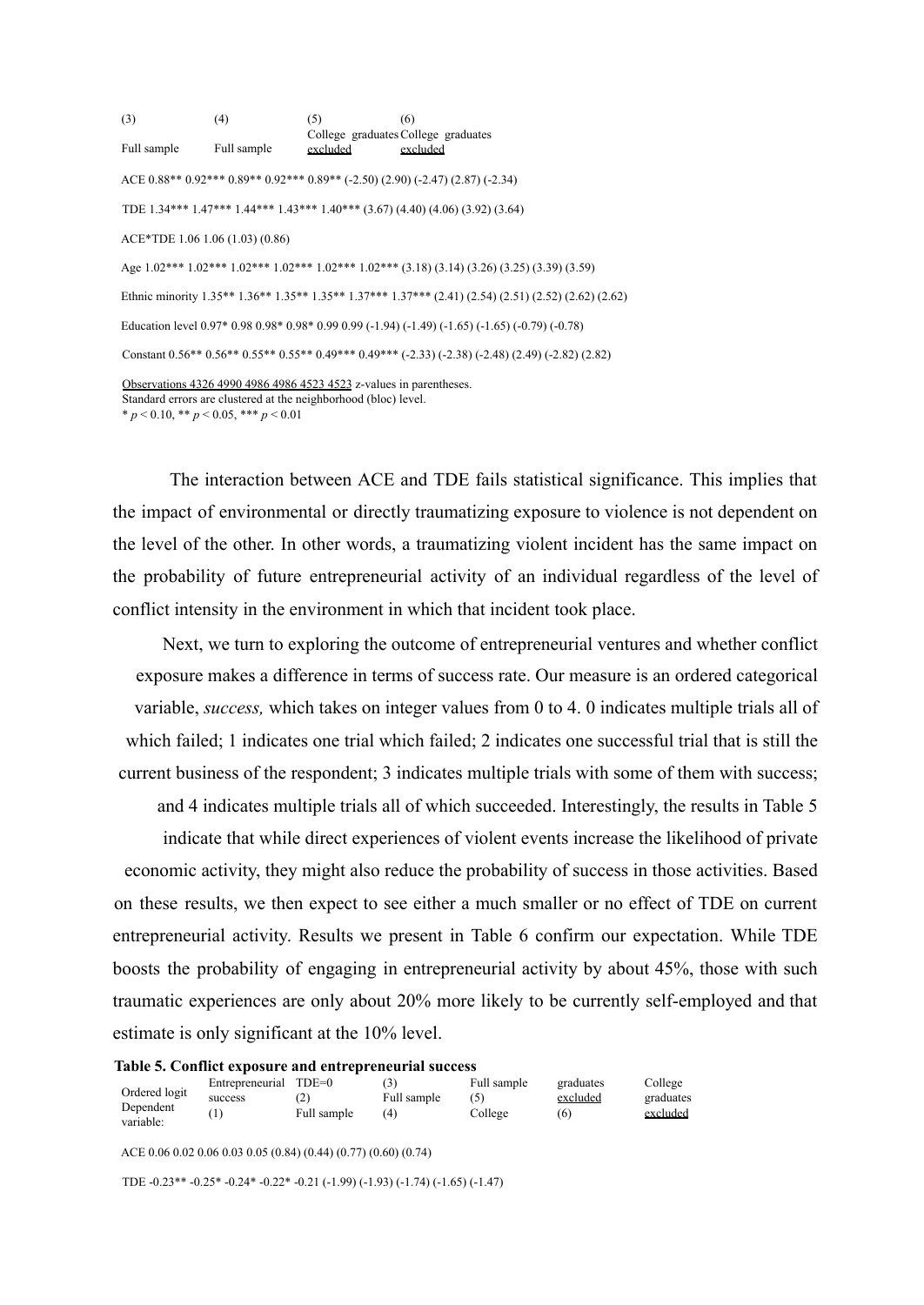| (3) | (4) | (5) | (6) |
|---|---|---|---|
| Full sample | Full sample | College graduates excluded | College graduates excluded |

ACE 0.88** 0.92*** 0.89** 0.92*** 0.89** (-2.50) (2.90) (-2.47) (2.87) (-2.34)

TDE 1.34*** 1.47*** 1.44*** 1.43*** 1.40*** (3.67) (4.40) (4.06) (3.92) (3.64)

ACE*TDE 1.06 1.06 (1.03) (0.86)

Age 1.02*** 1.02*** 1.02*** 1.02*** 1.02*** 1.02*** (3.18) (3.14) (3.26) (3.25) (3.39) (3.59)

Ethnic minority 1.35** 1.36** 1.35** 1.35** 1.37*** 1.37*** (2.41) (2.54) (2.51) (2.52) (2.62) (2.62)

Education level 0.97* 0.98 0.98* 0.98* 0.99 0.99 (-1.94) (-1.49) (-1.65) (-1.65) (-0.79) (-0.78)

Constant 0.56** 0.56** 0.55** 0.55** 0.49*** 0.49*** (-2.33) (-2.38) (-2.48) (2.49) (-2.82) (2.82)

Observations 4326 4990 4986 4986 4523 4523 z-values in parentheses.
Standard errors are clustered at the neighborhood (bloc) level.
* $p < 0.10$, ** $p < 0.05$, *** $p < 0.01$

The interaction between ACE and TDE fails statistical significance. This implies that the impact of environmental or directly traumatizing exposure to violence is not dependent on the level of the other. In other words, a traumatizing violent incident has the same impact on the probability of future entrepreneurial activity of an individual regardless of the level of conflict intensity in the environment in which that incident took place.

Next, we turn to exploring the outcome of entrepreneurial ventures and whether conflict exposure makes a difference in terms of success rate. Our measure is an ordered categorical variable, *success,* which takes on integer values from 0 to 4. 0 indicates multiple trials all of which failed; 1 indicates one trial which failed; 2 indicates one successful trial that is still the current business of the respondent; 3 indicates multiple trials with some of them with success; and 4 indicates multiple trials all of which succeeded. Interestingly, the results in Table 5 indicate that while direct experiences of violent events increase the likelihood of private economic activity, they might also reduce the probability of success in those activities. Based on these results, we then expect to see either a much smaller or no effect of TDE on current entrepreneurial activity. Results we present in Table 6 confirm our expectation. While TDE boosts the probability of engaging in entrepreneurial activity by about 45%, those with such traumatic experiences are only about 20% more likely to be currently self-employed and that estimate is only significant at the 10% level.

**Table 5. Conflict exposure and entrepreneurial success**

| Ordered logit Dependent variable: | Entrepreneurial success (1) | TDE=0 (2) Full sample | (3) Full sample (4) | Full sample (5) College | graduates excluded (6) | College graduates excluded |
|---|---|---|---|---|---|---|

ACE 0.06 0.02 0.06 0.03 0.05 (0.84) (0.44) (0.77) (0.60) (0.74)

TDE -0.23** -0.25* -0.24* -0.22* -0.21 (-1.99) (-1.93) (-1.74) (-1.65) (-1.47)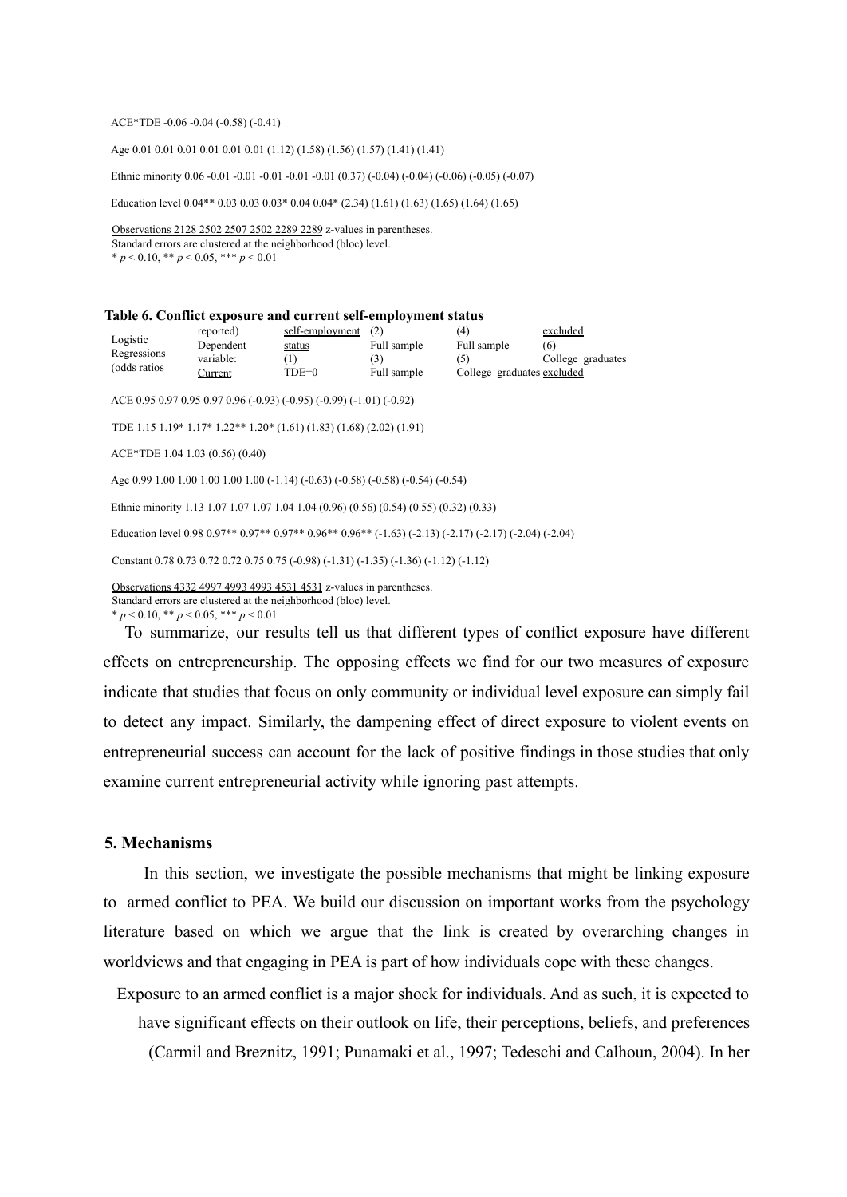| | | | | | | |
|---|---|---|---|---|---|---|
| ACE*TDE | | | -0.06 | -0.04 | | |
| | | | (-0.58) | (-0.41) | | |
| Age | 0.01 | 0.01 | 0.01 | 0.01 | 0.01 | 0.01 |
| | (1.12) | (1.58) | (1.56) | (1.57) | (1.41) | (1.41) |
| Ethnic minority | 0.06 | -0.01 | -0.01 | -0.01 | -0.01 | -0.01 |
| | (0.37) | (-0.04) | (-0.04) | (-0.06) | (-0.05) | (-0.07) |
| Education level | 0.04** | 0.03 | 0.03 | 0.03* | 0.04 | 0.04* |
| | (2.34) | (1.61) | (1.63) | (1.65) | (1.64) | (1.65) |
| Observations | 2128 | 2502 | 2507 | 2502 | 2289 | 2289 |

z-values in parentheses.
Standard errors are clustered at the neighborhood (bloc) level.
* $p < 0.10$, ** $p < 0.05$, *** $p < 0.01$

**Table 6. Conflict exposure and current self-employment status**

| Logistic Regressions (odds ratios reported) Dependent variable: Current self-employment status | (1) TDE=0 | (2) Full sample | (3) Full sample | (4) Full sample | (5) College graduates excluded | (6) College graduates excluded |
|---|---|---|---|---|---|---|
| ACE | 0.95 | | 0.97 | 0.95 | 0.97 | 0.96 |
| | (-0.93) | | (-0.95) | (-0.99) | (-1.01) | (-0.92) |
| TDE | | 1.15 | 1.19* | 1.17* | 1.22** | 1.20* |
| | | (1.61) | (1.83) | (1.68) | (2.02) | (1.91) |
| ACE*TDE | | | | 1.04 | | 1.03 |
| | | | | (0.56) | | (0.40) |
| Age | 0.99 | 1.00 | 1.00 | 1.00 | 1.00 | 1.00 |
| | (-1.14) | (-0.63) | (-0.58) | (-0.58) | (-0.54) | (-0.54) |
| Ethnic minority | 1.13 | 1.07 | 1.07 | 1.07 | 1.04 | 1.04 |
| | (0.96) | (0.56) | (0.54) | (0.55) | (0.32) | (0.33) |
| Education level | 0.98 | 0.97** | 0.97** | 0.97** | 0.96** | 0.96** |
| | (-1.63) | (-2.13) | (-2.17) | (-2.17) | (-2.04) | (-2.04) |
| Constant | 0.78 | 0.73 | 0.72 | 0.72 | 0.75 | 0.75 |
| | (-0.98) | (-1.31) | (-1.35) | (-1.36) | (-1.12) | (-1.12) |
| Observations | 4332 | 4997 | 4993 | 4993 | 4531 | 4531 |

z-values in parentheses.
Standard errors are clustered at the neighborhood (bloc) level.
* $p < 0.10$, ** $p < 0.05$, *** $p < 0.01$

To summarize, our results tell us that different types of conflict exposure have different effects on entrepreneurship. The opposing effects we find for our two measures of exposure indicate that studies that focus on only community or individual level exposure can simply fail to detect any impact. Similarly, the dampening effect of direct exposure to violent events on entrepreneurial success can account for the lack of positive findings in those studies that only examine current entrepreneurial activity while ignoring past attempts.

## 5. Mechanisms

In this section, we investigate the possible mechanisms that might be linking exposure to armed conflict to PEA. We build our discussion on important works from the psychology literature based on which we argue that the link is created by overarching changes in worldviews and that engaging in PEA is part of how individuals cope with these changes.

Exposure to an armed conflict is a major shock for individuals. And as such, it is expected to have significant effects on their outlook on life, their perceptions, beliefs, and preferences (Carmil and Breznitz, 1991; Punamaki et al., 1997; Tedeschi and Calhoun, 2004). In her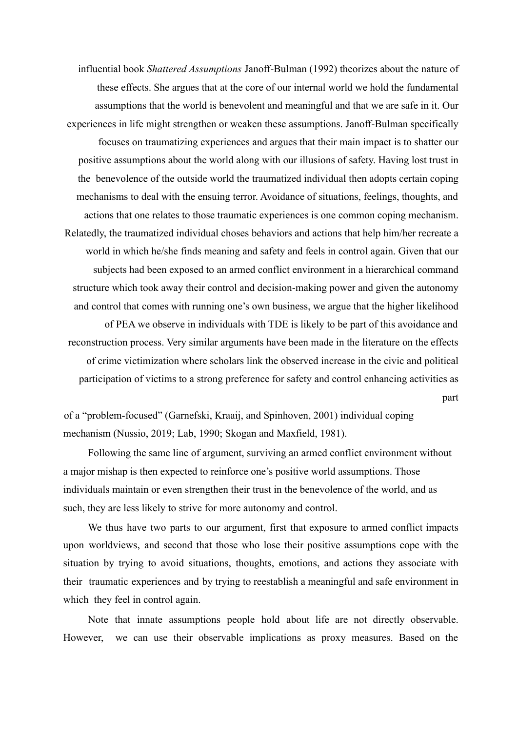influential book *Shattered Assumptions* Janoff-Bulman (1992) theorizes about the nature of these effects. She argues that at the core of our internal world we hold the fundamental assumptions that the world is benevolent and meaningful and that we are safe in it. Our experiences in life might strengthen or weaken these assumptions. Janoff-Bulman specifically focuses on traumatizing experiences and argues that their main impact is to shatter our positive assumptions about the world along with our illusions of safety. Having lost trust in the benevolence of the outside world the traumatized individual then adopts certain coping mechanisms to deal with the ensuing terror. Avoidance of situations, feelings, thoughts, and actions that one relates to those traumatic experiences is one common coping mechanism. Relatedly, the traumatized individual choses behaviors and actions that help him/her recreate a world in which he/she finds meaning and safety and feels in control again. Given that our subjects had been exposed to an armed conflict environment in a hierarchical command structure which took away their control and decision-making power and given the autonomy and control that comes with running one's own business, we argue that the higher likelihood of PEA we observe in individuals with TDE is likely to be part of this avoidance and reconstruction process. Very similar arguments have been made in the literature on the effects of crime victimization where scholars link the observed increase in the civic and political participation of victims to a strong preference for safety and control enhancing activities as part of a "problem-focused" (Garnefski, Kraaij, and Spinhoven, 2001) individual coping mechanism (Nussio, 2019; Lab, 1990; Skogan and Maxfield, 1981).

Following the same line of argument, surviving an armed conflict environment without a major mishap is then expected to reinforce one's positive world assumptions. Those individuals maintain or even strengthen their trust in the benevolence of the world, and as such, they are less likely to strive for more autonomy and control.

We thus have two parts to our argument, first that exposure to armed conflict impacts upon worldviews, and second that those who lose their positive assumptions cope with the situation by trying to avoid situations, thoughts, emotions, and actions they associate with their traumatic experiences and by trying to reestablish a meaningful and safe environment in which they feel in control again.

Note that innate assumptions people hold about life are not directly observable. However, we can use their observable implications as proxy measures. Based on the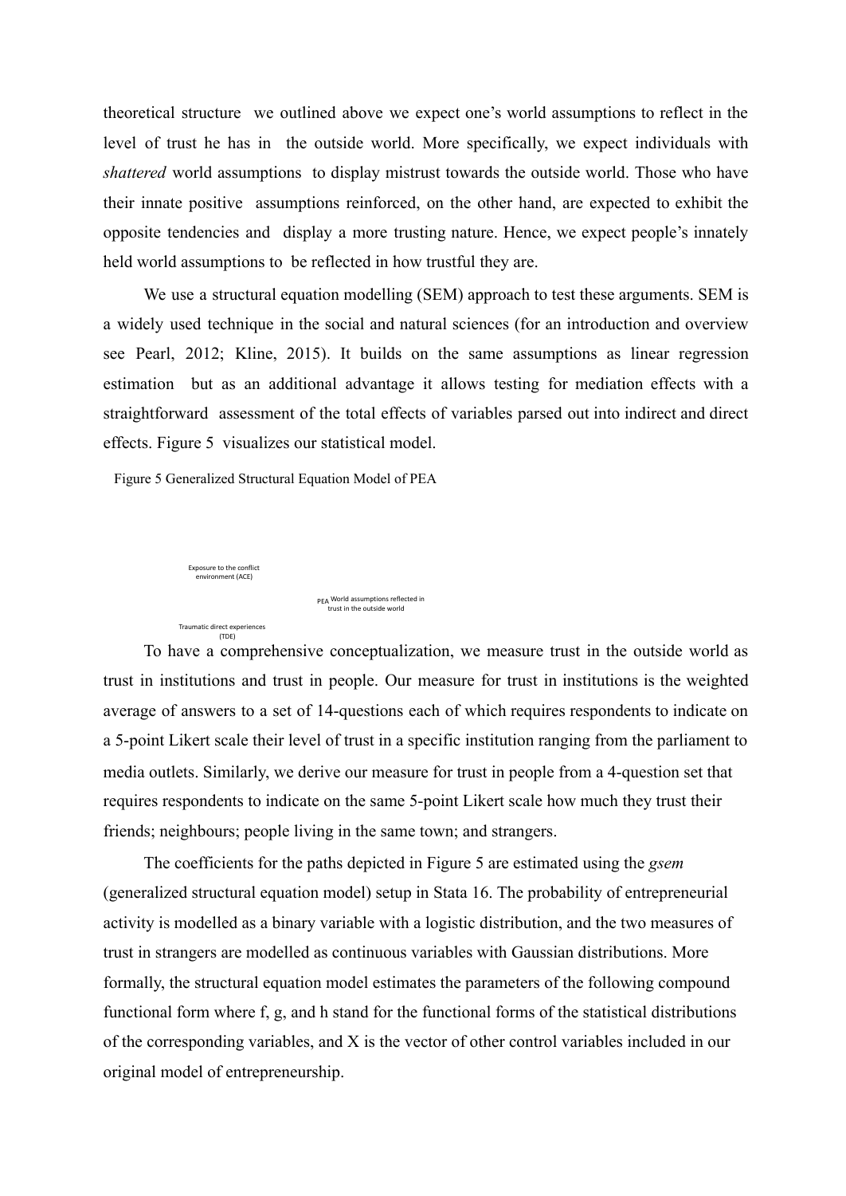theoretical structure we outlined above we expect one's world assumptions to reflect in the level of trust he has in the outside world. More specifically, we expect individuals with *shattered* world assumptions to display mistrust towards the outside world. Those who have their innate positive assumptions reinforced, on the other hand, are expected to exhibit the opposite tendencies and display a more trusting nature. Hence, we expect people's innately held world assumptions to be reflected in how trustful they are.

We use a structural equation modelling (SEM) approach to test these arguments. SEM is a widely used technique in the social and natural sciences (for an introduction and overview see Pearl, 2012; Kline, 2015). It builds on the same assumptions as linear regression estimation but as an additional advantage it allows testing for mediation effects with a straightforward assessment of the total effects of variables parsed out into indirect and direct effects. Figure 5 visualizes our statistical model.

Figure 5 Generalized Structural Equation Model of PEA

Exposure to the conflict environment (ACE)

PEA World assumptions reflected in trust in the outside world

Traumatic direct experiences (TDE)

To have a comprehensive conceptualization, we measure trust in the outside world as trust in institutions and trust in people. Our measure for trust in institutions is the weighted average of answers to a set of 14-questions each of which requires respondents to indicate on a 5-point Likert scale their level of trust in a specific institution ranging from the parliament to media outlets. Similarly, we derive our measure for trust in people from a 4-question set that requires respondents to indicate on the same 5-point Likert scale how much they trust their friends; neighbours; people living in the same town; and strangers.

The coefficients for the paths depicted in Figure 5 are estimated using the *gsem* (generalized structural equation model) setup in Stata 16. The probability of entrepreneurial activity is modelled as a binary variable with a logistic distribution, and the two measures of trust in strangers are modelled as continuous variables with Gaussian distributions. More formally, the structural equation model estimates the parameters of the following compound functional form where f, g, and h stand for the functional forms of the statistical distributions of the corresponding variables, and X is the vector of other control variables included in our original model of entrepreneurship.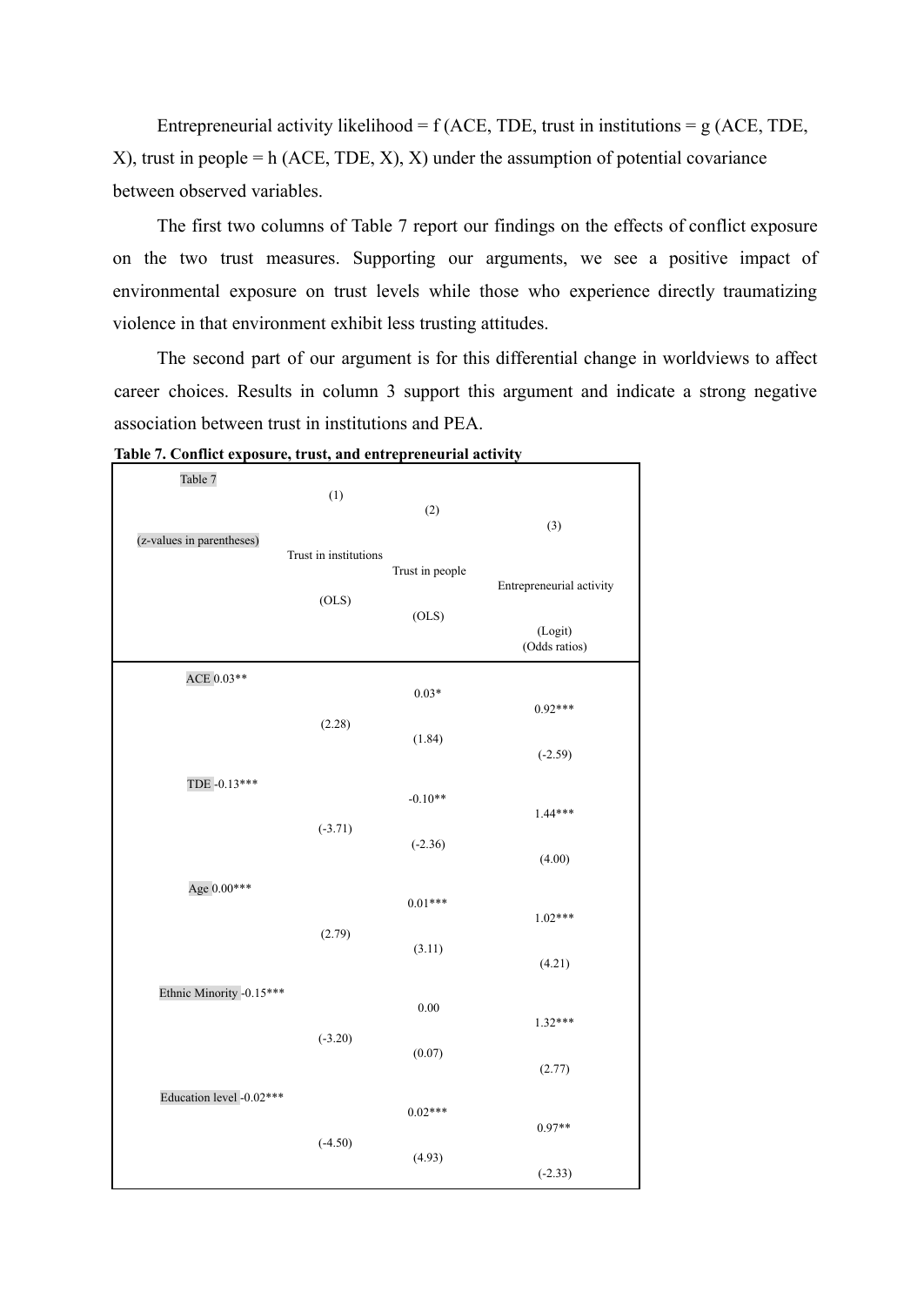Entrepreneurial activity likelihood = f (ACE, TDE, trust in institutions = g (ACE, TDE, X), trust in people = h (ACE, TDE, X), X) under the assumption of potential covariance between observed variables.

The first two columns of Table 7 report our findings on the effects of conflict exposure on the two trust measures. Supporting our arguments, we see a positive impact of environmental exposure on trust levels while those who experience directly traumatizing violence in that environment exhibit less trusting attitudes.

The second part of our argument is for this differential change in worldviews to affect career choices. Results in column 3 support this argument and indicate a strong negative association between trust in institutions and PEA.

**Table 7. Conflict exposure, trust, and entrepreneurial activity**

| Table 7 (z-values in parentheses) | (1) Trust in institutions (OLS) | (2) Trust in people (OLS) | (3) Entrepreneurial activity (Logit) (Odds ratios) |
|---|---|---|---|
| ACE | 0.03** | 0.03* | 0.92*** |
| | (2.28) | (1.84) | (-2.59) |
| TDE | -0.13*** | -0.10** | 1.44*** |
| | (-3.71) | (-2.36) | (4.00) |
| Age | 0.00*** | 0.01*** | 1.02*** |
| | (2.79) | (3.11) | (4.21) |
| Ethnic Minority | -0.15*** | 0.00 | 1.32*** |
| | (-3.20) | (0.07) | (2.77) |
| Education level | -0.02*** | 0.02*** | 0.97** |
| | (-4.50) | (4.93) | (-2.33) |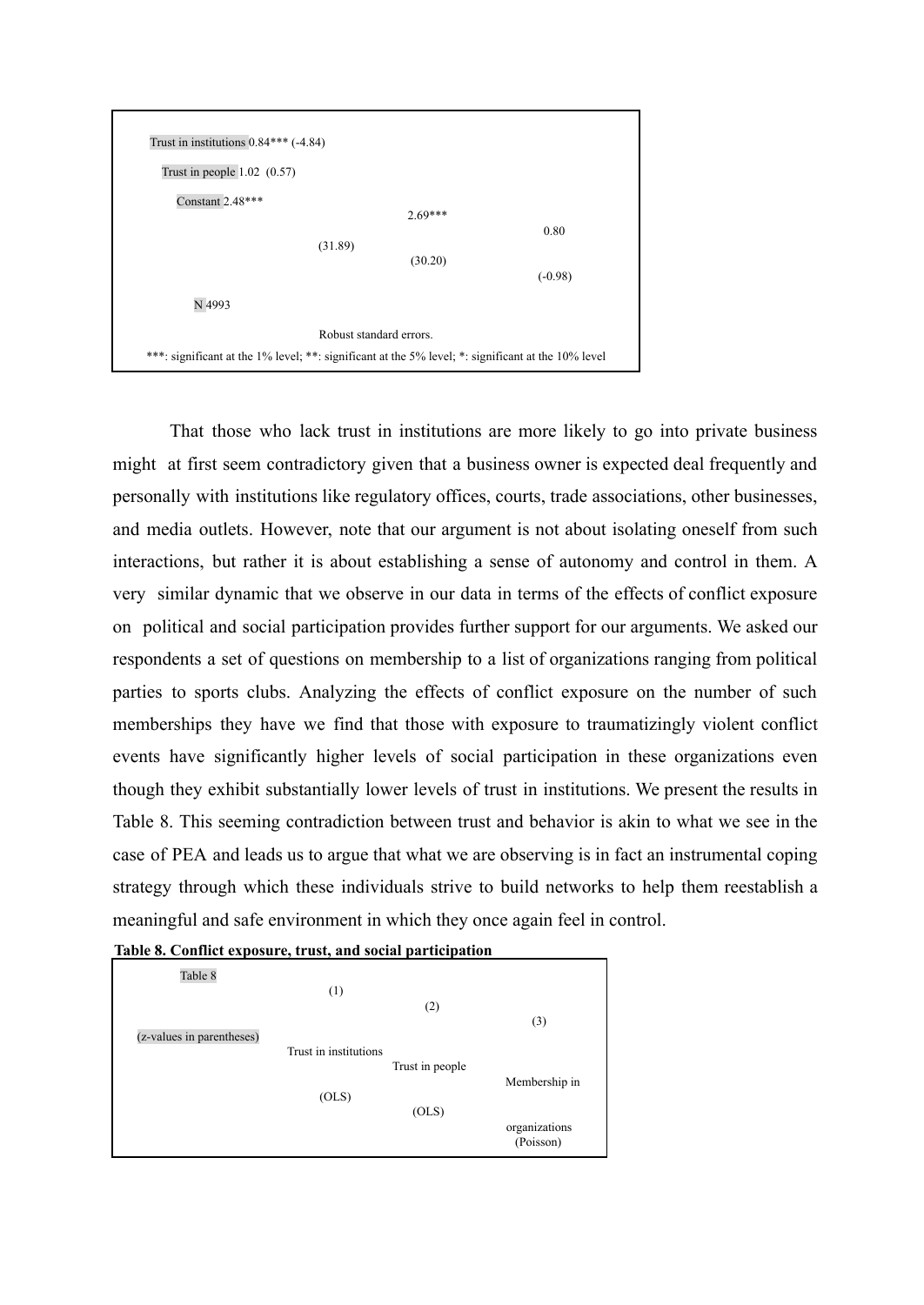| | | | |
|---|---|---|---|
| Trust in institutions | 0.84*** (-4.84) | | |
| Trust in people | 1.02 (0.57) | | |
| Constant | 2.48*** (31.89) | 2.69*** (30.20) | 0.80 (-0.98) |
| N | 4993 | | |

Robust standard errors.

***: significant at the 1% level; **: significant at the 5% level; *: significant at the 10% level

That those who lack trust in institutions are more likely to go into private business might at first seem contradictory given that a business owner is expected deal frequently and personally with institutions like regulatory offices, courts, trade associations, other businesses, and media outlets. However, note that our argument is not about isolating oneself from such interactions, but rather it is about establishing a sense of autonomy and control in them. A very similar dynamic that we observe in our data in terms of the effects of conflict exposure on political and social participation provides further support for our arguments. We asked our respondents a set of questions on membership to a list of organizations ranging from political parties to sports clubs. Analyzing the effects of conflict exposure on the number of such memberships they have we find that those with exposure to traumatizingly violent conflict events have significantly higher levels of social participation in these organizations even though they exhibit substantially lower levels of trust in institutions. We present the results in Table 8. This seeming contradiction between trust and behavior is akin to what we see in the case of PEA and leads us to argue that what we are observing is in fact an instrumental coping strategy through which these individuals strive to build networks to help them reestablish a meaningful and safe environment in which they once again feel in control.

**Table 8. Conflict exposure, trust, and social participation**

| Table 8 | (1) | (2) | (3) |
|---|---|---|---|
| (z-values in parentheses) | Trust in institutions (OLS) | Trust in people (OLS) | Membership in organizations (Poisson) |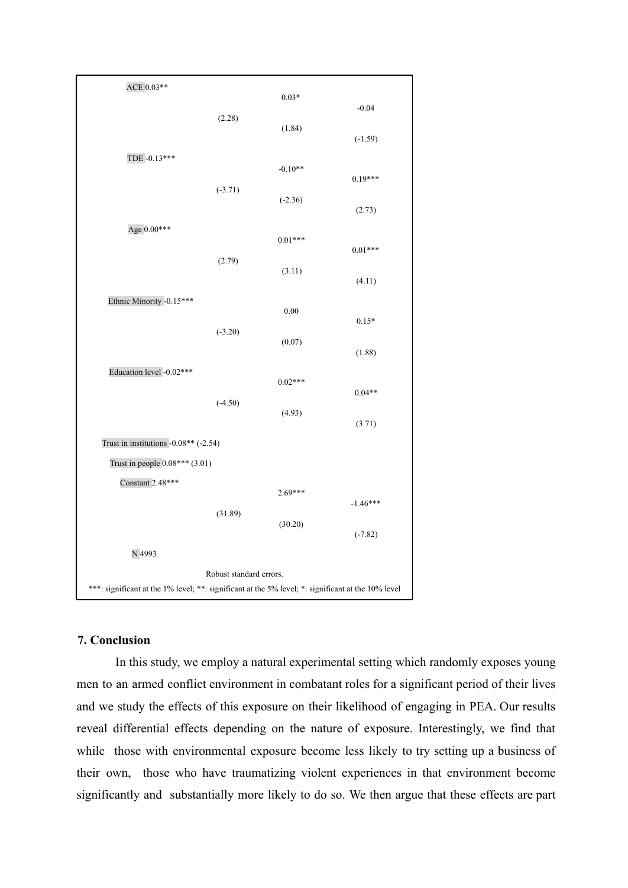| | (1) | (2) | (3) |
|---|---|---|---|
| ACE | 0.03** | 0.03* | -0.04 |
| | (2.28) | (1.84) | (-1.59) |
| TDE | -0.13*** | -0.10** | 0.19*** |
| | (-3.71) | (-2.36) | (2.73) |
| Age | 0.00*** | 0.01*** | 0.01*** |
| | (2.79) | (3.11) | (4.11) |
| Ethnic Minority | -0.15*** | 0.00 | 0.15* |
| | (-3.20) | (0.07) | (1.88) |
| Education level | -0.02*** | 0.02*** | 0.04** |
| | (-4.50) | (4.93) | (3.71) |
| Trust in institutions | -0.08** (-2.54) | | |
| Trust in people | 0.08*** (3.01) | | |
| Constant | 2.48*** | 2.69*** | -1.46*** |
| | (31.89) | (30.20) | (-7.82) |
| N | 4993 | | |

Robust standard errors.

***: significant at the 1% level; **: significant at the 5% level; *: significant at the 10% level

## 7. Conclusion

In this study, we employ a natural experimental setting which randomly exposes young men to an armed conflict environment in combatant roles for a significant period of their lives and we study the effects of this exposure on their likelihood of engaging in PEA. Our results reveal differential effects depending on the nature of exposure. Interestingly, we find that while those with environmental exposure become less likely to try setting up a business of their own, those who have traumatizing violent experiences in that environment become significantly and substantially more likely to do so. We then argue that these effects are part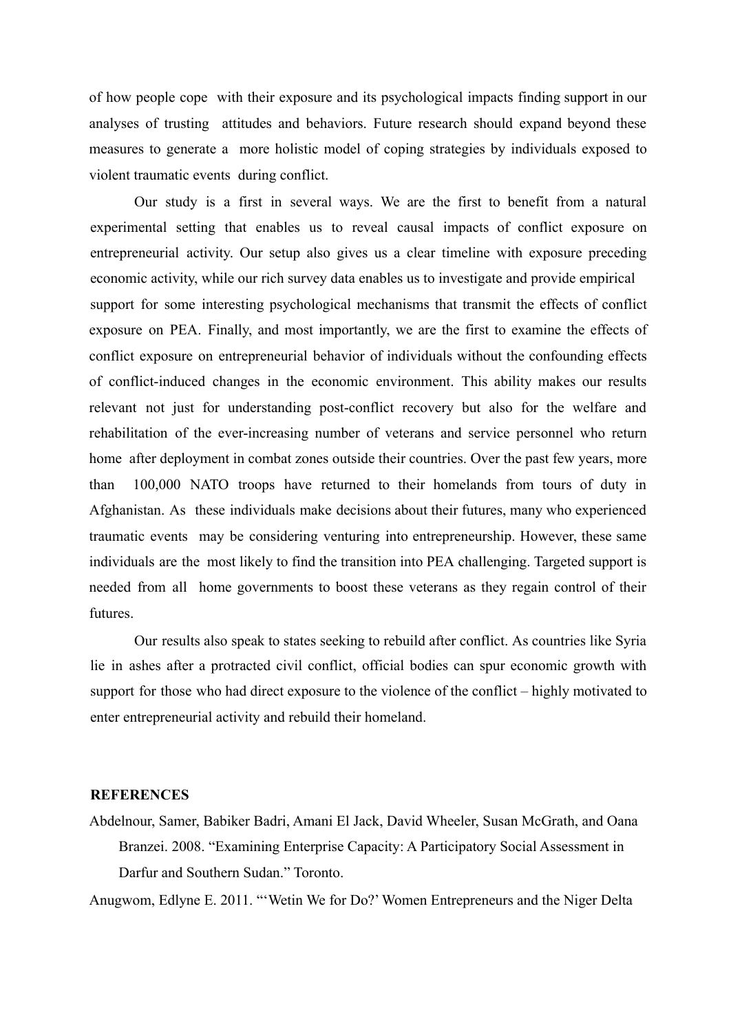of how people cope with their exposure and its psychological impacts finding support in our analyses of trusting attitudes and behaviors. Future research should expand beyond these measures to generate a more holistic model of coping strategies by individuals exposed to violent traumatic events during conflict.

Our study is a first in several ways. We are the first to benefit from a natural experimental setting that enables us to reveal causal impacts of conflict exposure on entrepreneurial activity. Our setup also gives us a clear timeline with exposure preceding economic activity, while our rich survey data enables us to investigate and provide empirical support for some interesting psychological mechanisms that transmit the effects of conflict exposure on PEA. Finally, and most importantly, we are the first to examine the effects of conflict exposure on entrepreneurial behavior of individuals without the confounding effects of conflict-induced changes in the economic environment. This ability makes our results relevant not just for understanding post-conflict recovery but also for the welfare and rehabilitation of the ever-increasing number of veterans and service personnel who return home after deployment in combat zones outside their countries. Over the past few years, more than 100,000 NATO troops have returned to their homelands from tours of duty in Afghanistan. As these individuals make decisions about their futures, many who experienced traumatic events may be considering venturing into entrepreneurship. However, these same individuals are the most likely to find the transition into PEA challenging. Targeted support is needed from all home governments to boost these veterans as they regain control of their futures.

Our results also speak to states seeking to rebuild after conflict. As countries like Syria lie in ashes after a protracted civil conflict, official bodies can spur economic growth with support for those who had direct exposure to the violence of the conflict – highly motivated to enter entrepreneurial activity and rebuild their homeland.

**REFERENCES**

Abdelnour, Samer, Babiker Badri, Amani El Jack, David Wheeler, Susan McGrath, and Oana Branzei. 2008. "Examining Enterprise Capacity: A Participatory Social Assessment in Darfur and Southern Sudan." Toronto.

Anugwom, Edlyne E. 2011. "'Wetin We for Do?' Women Entrepreneurs and the Niger Delta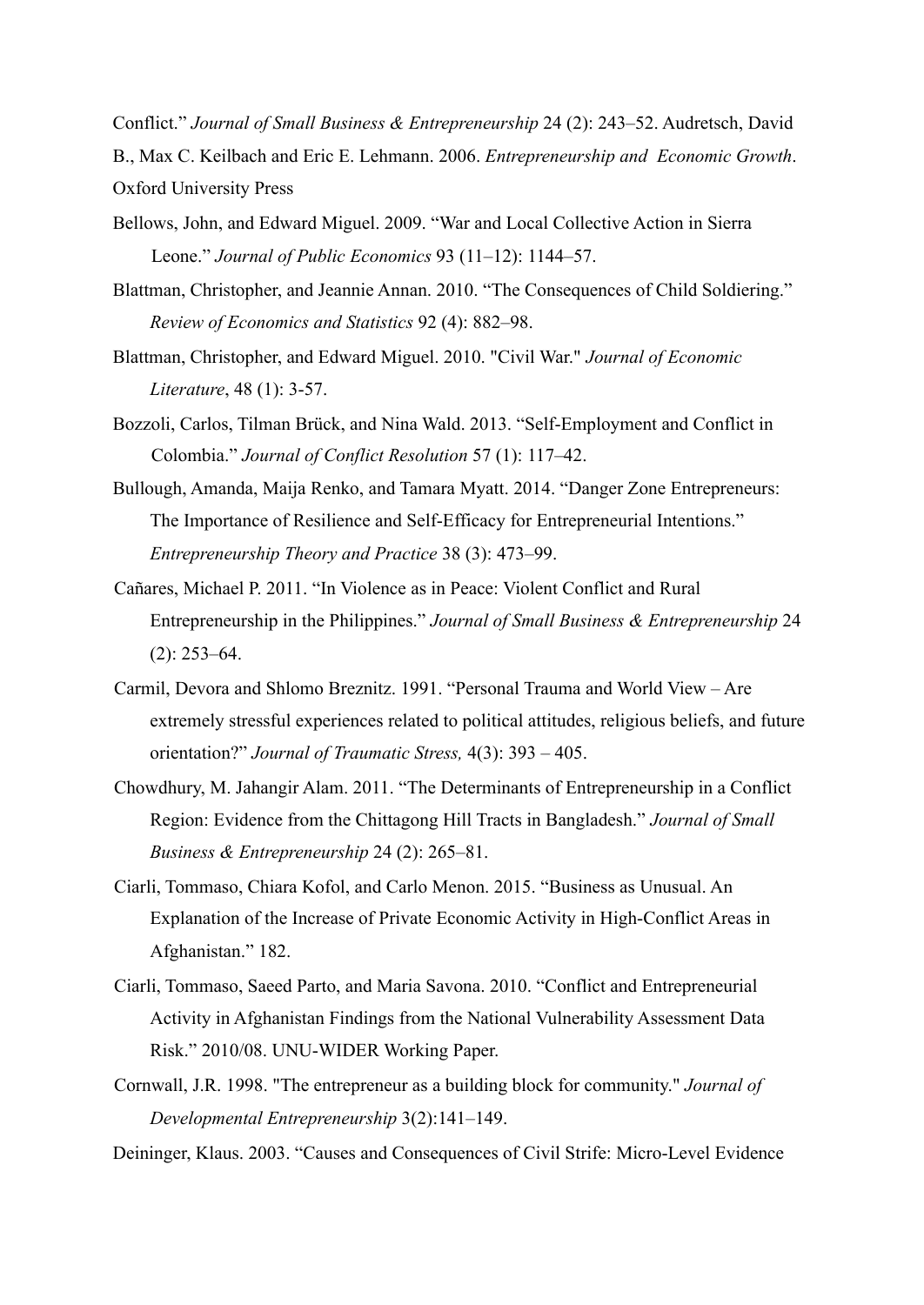Conflict." *Journal of Small Business & Entrepreneurship* 24 (2): 243–52. Audretsch, David B., Max C. Keilbach and Eric E. Lehmann. 2006. *Entrepreneurship and Economic Growth*. Oxford University Press

Bellows, John, and Edward Miguel. 2009. "War and Local Collective Action in Sierra Leone." *Journal of Public Economics* 93 (11–12): 1144–57.

Blattman, Christopher, and Jeannie Annan. 2010. "The Consequences of Child Soldiering." *Review of Economics and Statistics* 92 (4): 882–98.

Blattman, Christopher, and Edward Miguel. 2010. "Civil War." *Journal of Economic Literature*, 48 (1): 3-57.

Bozzoli, Carlos, Tilman Brück, and Nina Wald. 2013. "Self-Employment and Conflict in Colombia." *Journal of Conflict Resolution* 57 (1): 117–42.

Bullough, Amanda, Maija Renko, and Tamara Myatt. 2014. "Danger Zone Entrepreneurs: The Importance of Resilience and Self-Efficacy for Entrepreneurial Intentions." *Entrepreneurship Theory and Practice* 38 (3): 473–99.

Cañares, Michael P. 2011. "In Violence as in Peace: Violent Conflict and Rural Entrepreneurship in the Philippines." *Journal of Small Business & Entrepreneurship* 24 (2): 253–64.

Carmil, Devora and Shlomo Breznitz. 1991. "Personal Trauma and World View – Are extremely stressful experiences related to political attitudes, religious beliefs, and future orientation?" *Journal of Traumatic Stress,* 4(3): 393 – 405.

Chowdhury, M. Jahangir Alam. 2011. "The Determinants of Entrepreneurship in a Conflict Region: Evidence from the Chittagong Hill Tracts in Bangladesh." *Journal of Small Business & Entrepreneurship* 24 (2): 265–81.

Ciarli, Tommaso, Chiara Kofol, and Carlo Menon. 2015. "Business as Unusual. An Explanation of the Increase of Private Economic Activity in High-Conflict Areas in Afghanistan." 182.

Ciarli, Tommaso, Saeed Parto, and Maria Savona. 2010. "Conflict and Entrepreneurial Activity in Afghanistan Findings from the National Vulnerability Assessment Data Risk." 2010/08. UNU-WIDER Working Paper.

Cornwall, J.R. 1998. "The entrepreneur as a building block for community." *Journal of Developmental Entrepreneurship* 3(2):141–149.

Deininger, Klaus. 2003. "Causes and Consequences of Civil Strife: Micro-Level Evidence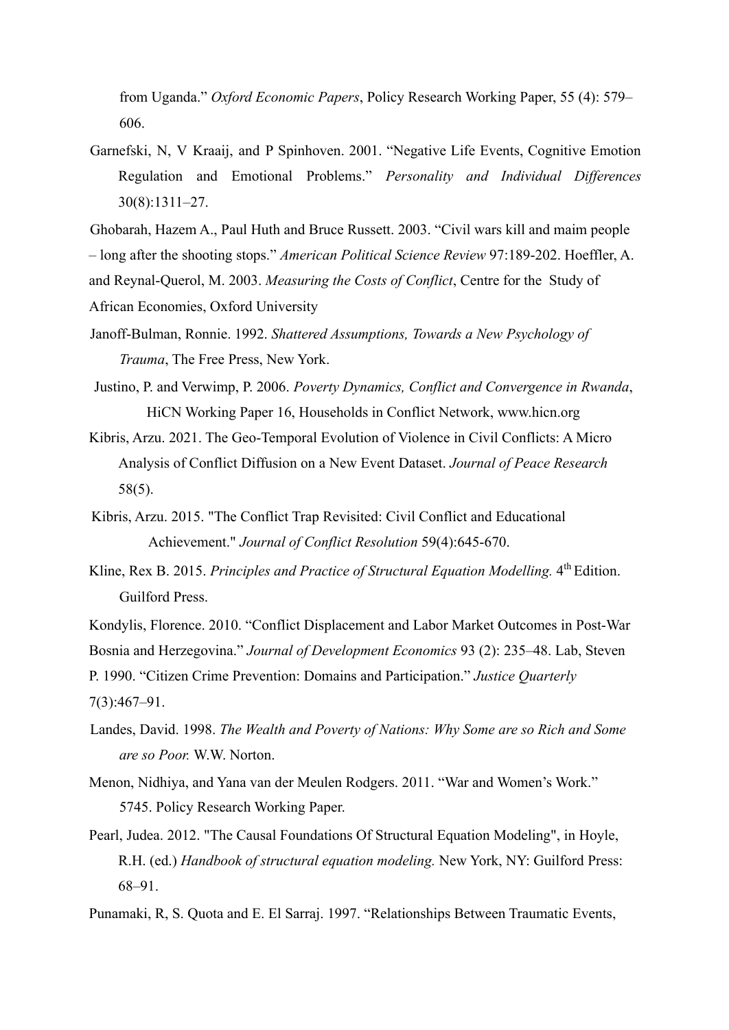from Uganda." *Oxford Economic Papers*, Policy Research Working Paper, 55 (4): 579–606.

Garnefski, N, V Kraaij, and P Spinhoven. 2001. "Negative Life Events, Cognitive Emotion Regulation and Emotional Problems." *Personality and Individual Differences* 30(8):1311–27.

Ghobarah, Hazem A., Paul Huth and Bruce Russett. 2003. "Civil wars kill and maim people – long after the shooting stops." *American Political Science Review* 97:189-202. Hoeffler, A. and Reynal-Querol, M. 2003. *Measuring the Costs of Conflict*, Centre for the Study of African Economies, Oxford University

Janoff-Bulman, Ronnie. 1992. *Shattered Assumptions, Towards a New Psychology of Trauma*, The Free Press, New York.

Justino, P. and Verwimp, P. 2006. *Poverty Dynamics, Conflict and Convergence in Rwanda*, HiCN Working Paper 16, Households in Conflict Network, www.hicn.org

Kibris, Arzu. 2021. The Geo-Temporal Evolution of Violence in Civil Conflicts: A Micro Analysis of Conflict Diffusion on a New Event Dataset. *Journal of Peace Research* 58(5).

Kibris, Arzu. 2015. "The Conflict Trap Revisited: Civil Conflict and Educational Achievement." *Journal of Conflict Resolution* 59(4):645-670.

Kline, Rex B. 2015. *Principles and Practice of Structural Equation Modelling.* 4th Edition. Guilford Press.

Kondylis, Florence. 2010. "Conflict Displacement and Labor Market Outcomes in Post-War Bosnia and Herzegovina." *Journal of Development Economics* 93 (2): 235–48. Lab, Steven P. 1990. "Citizen Crime Prevention: Domains and Participation." *Justice Quarterly* 7(3):467–91.

Landes, David. 1998. *The Wealth and Poverty of Nations: Why Some are so Rich and Some are so Poor.* W.W. Norton.

Menon, Nidhiya, and Yana van der Meulen Rodgers. 2011. "War and Women's Work." 5745. Policy Research Working Paper.

Pearl, Judea. 2012. "The Causal Foundations Of Structural Equation Modeling", in Hoyle, R.H. (ed.) *Handbook of structural equation modeling.* New York, NY: Guilford Press: 68–91.

Punamaki, R, S. Quota and E. El Sarraj. 1997. "Relationships Between Traumatic Events,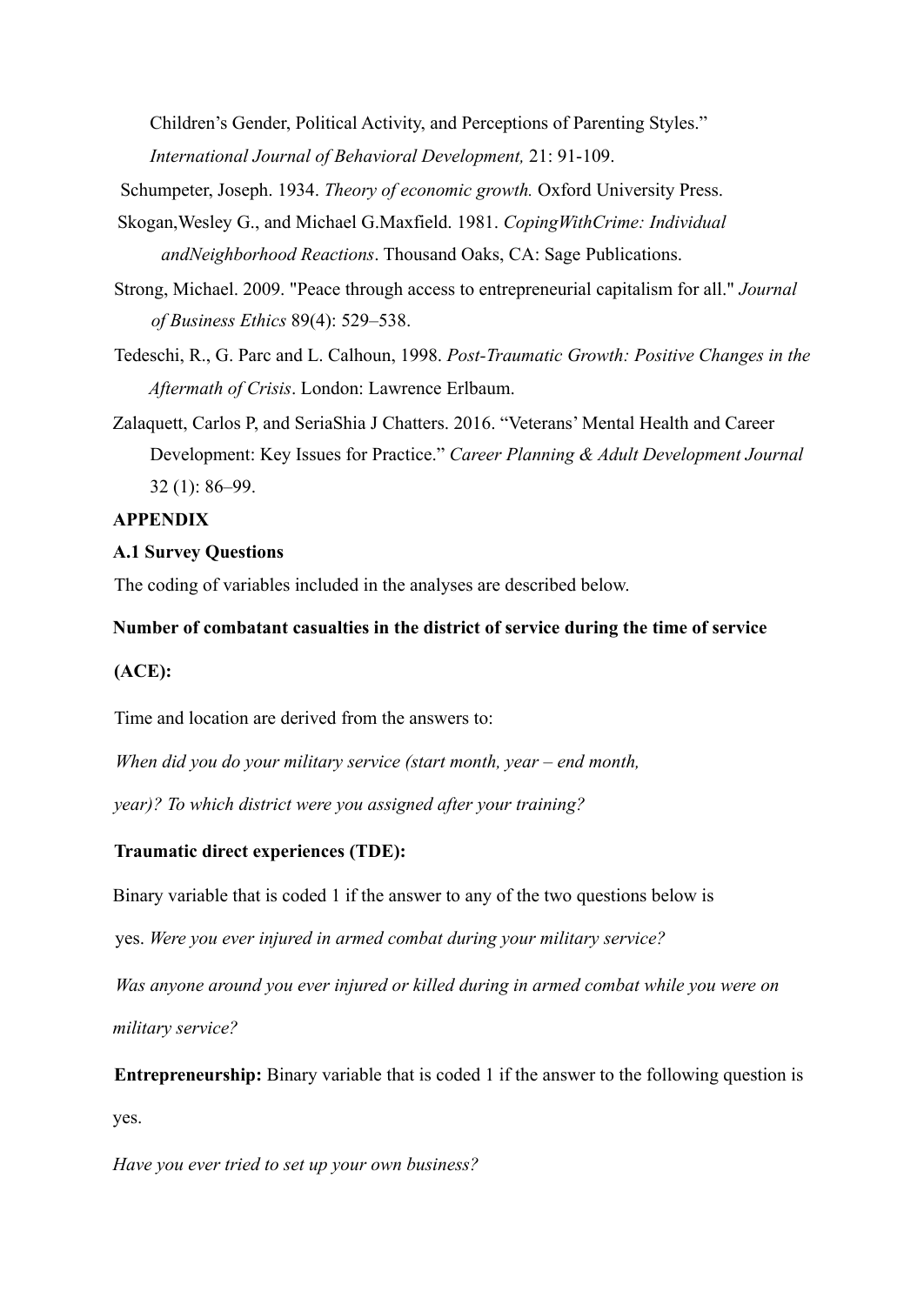Children's Gender, Political Activity, and Perceptions of Parenting Styles." *International Journal of Behavioral Development,* 21: 91-109.

Schumpeter, Joseph. 1934. *Theory of economic growth.* Oxford University Press.

Skogan,Wesley G., and Michael G.Maxfield. 1981. *CopingWithCrime: Individual andNeighborhood Reactions*. Thousand Oaks, CA: Sage Publications.

Strong, Michael. 2009. "Peace through access to entrepreneurial capitalism for all." *Journal of Business Ethics* 89(4): 529–538.

Tedeschi, R., G. Parc and L. Calhoun, 1998. *Post-Traumatic Growth: Positive Changes in the Aftermath of Crisis*. London: Lawrence Erlbaum.

Zalaquett, Carlos P, and SeriaShia J Chatters. 2016. "Veterans' Mental Health and Career Development: Key Issues for Practice." *Career Planning & Adult Development Journal* 32 (1): 86–99.

## APPENDIX

### A.1 Survey Questions

The coding of variables included in the analyses are described below.

**Number of combatant casualties in the district of service during the time of service (ACE):**

Time and location are derived from the answers to:

*When did you do your military service (start month, year – end month, year)? To which district were you assigned after your training?*

**Traumatic direct experiences (TDE):**

Binary variable that is coded 1 if the answer to any of the two questions below is yes. *Were you ever injured in armed combat during your military service?*

*Was anyone around you ever injured or killed during in armed combat while you were on military service?*

**Entrepreneurship:** Binary variable that is coded 1 if the answer to the following question is yes.

*Have you ever tried to set up your own business?*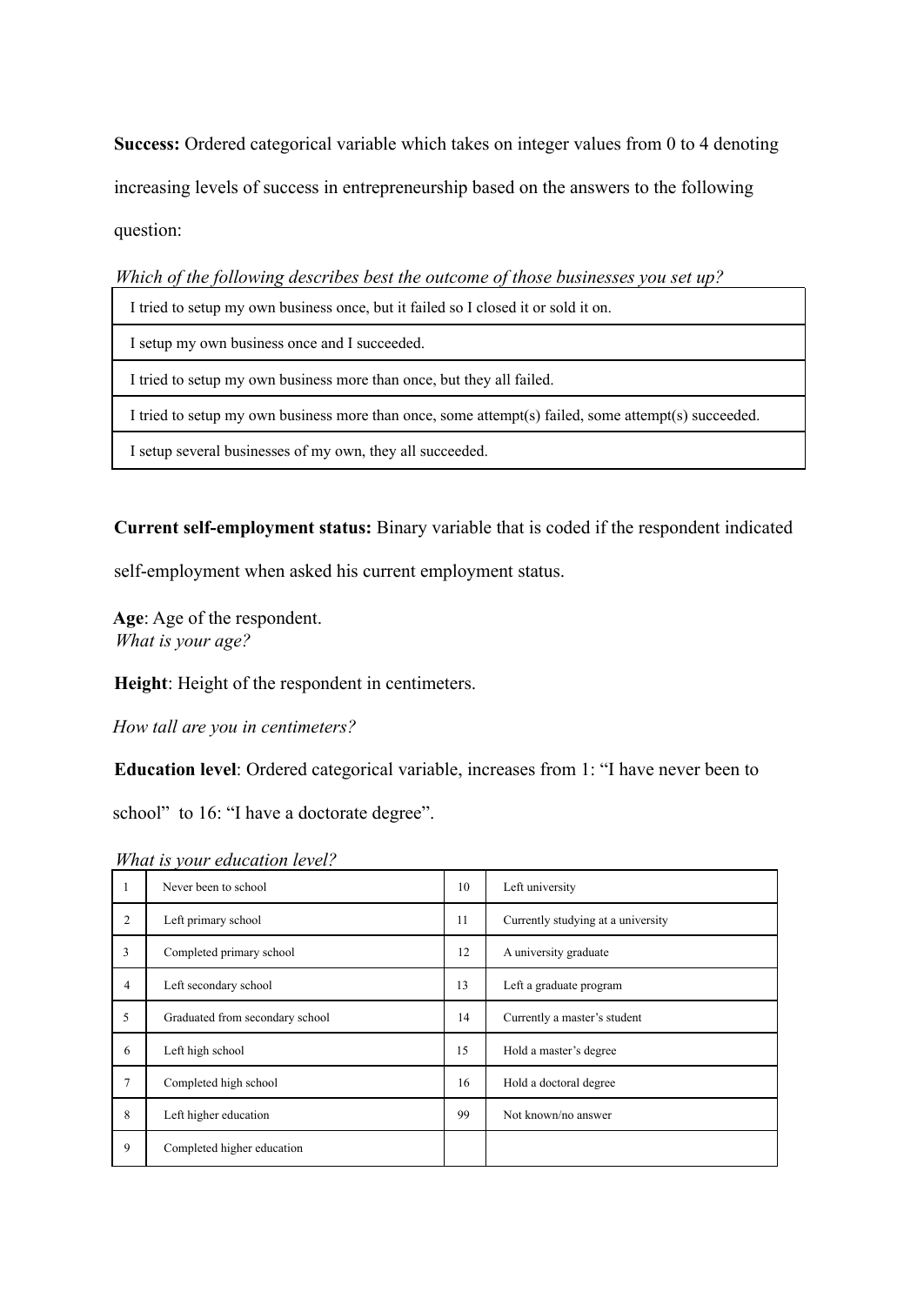**Success:** Ordered categorical variable which takes on integer values from 0 to 4 denoting increasing levels of success in entrepreneurship based on the answers to the following question:

*Which of the following describes best the outcome of those businesses you set up?*

| |
|---|
| I tried to setup my own business once, but it failed so I closed it or sold it on. |
| I setup my own business once and I succeeded. |
| I tried to setup my own business more than once, but they all failed. |
| I tried to setup my own business more than once, some attempt(s) failed, some attempt(s) succeeded. |
| I setup several businesses of my own, they all succeeded. |

**Current self-employment status:** Binary variable that is coded if the respondent indicated self-employment when asked his current employment status.

**Age**: Age of the respondent.
*What is your age?*

**Height**: Height of the respondent in centimeters.

*How tall are you in centimeters?*

**Education level**: Ordered categorical variable, increases from 1: "I have never been to school" to 16: "I have a doctorate degree".

*What is your education level?*

| | | | |
|---|---|---|---|
| 1 | Never been to school | 10 | Left university |
| 2 | Left primary school | 11 | Currently studying at a university |
| 3 | Completed primary school | 12 | A university graduate |
| 4 | Left secondary school | 13 | Left a graduate program |
| 5 | Graduated from secondary school | 14 | Currently a master's student |
| 6 | Left high school | 15 | Hold a master's degree |
| 7 | Completed high school | 16 | Hold a doctoral degree |
| 8 | Left higher education | 99 | Not known/no answer |
| 9 | Completed higher education | | |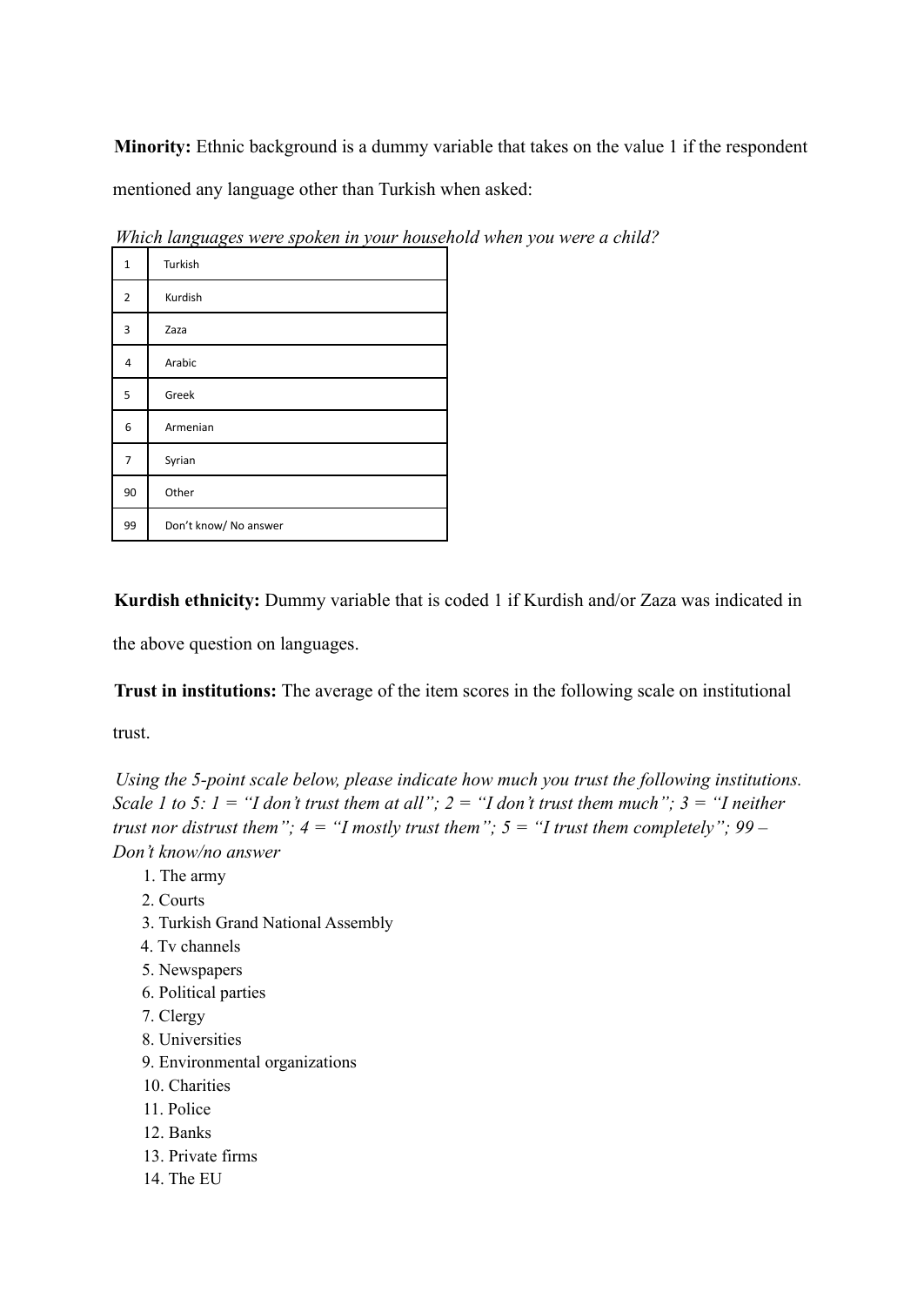**Minority:** Ethnic background is a dummy variable that takes on the value 1 if the respondent mentioned any language other than Turkish when asked:

*Which languages were spoken in your household when you were a child?*

| | |
|---|---|
| 1 | Turkish |
| 2 | Kurdish |
| 3 | Zaza |
| 4 | Arabic |
| 5 | Greek |
| 6 | Armenian |
| 7 | Syrian |
| 90 | Other |
| 99 | Don't know/ No answer |

**Kurdish ethnicity:** Dummy variable that is coded 1 if Kurdish and/or Zaza was indicated in the above question on languages.

**Trust in institutions:** The average of the item scores in the following scale on institutional trust.

*Using the 5-point scale below, please indicate how much you trust the following institutions. Scale 1 to 5: 1 = "I don't trust them at all"; 2 = "I don't trust them much"; 3 = "I neither trust nor distrust them"; 4 = "I mostly trust them"; 5 = "I trust them completely"; 99 – Don't know/no answer*

1. The army
2. Courts
3. Turkish Grand National Assembly
4. Tv channels
5. Newspapers
6. Political parties
7. Clergy
8. Universities
9. Environmental organizations
10. Charities
11. Police
12. Banks
13. Private firms
14. The EU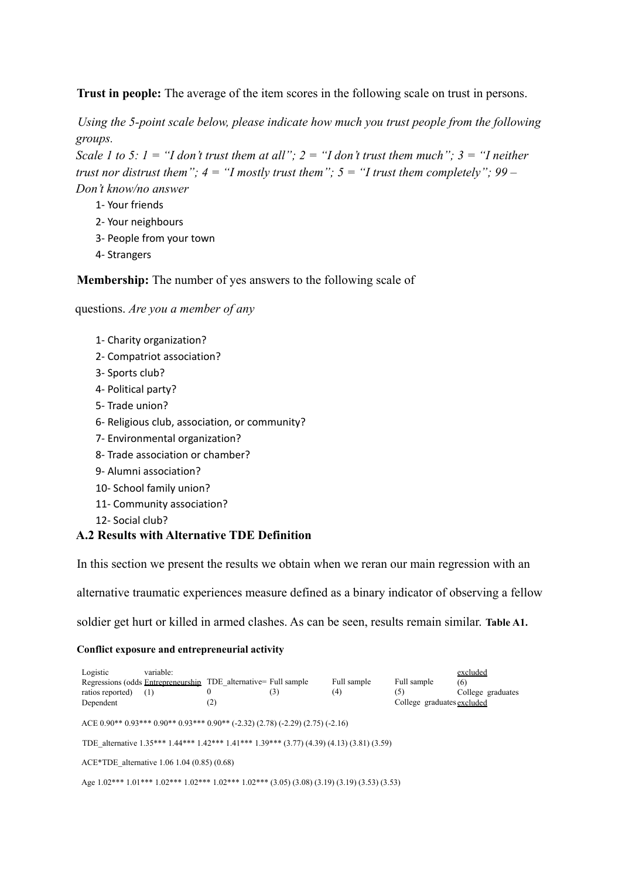**Trust in people:** The average of the item scores in the following scale on trust in persons.

*Using the 5-point scale below, please indicate how much you trust people from the following groups.*
*Scale 1 to 5: 1 = "I don't trust them at all"; 2 = "I don't trust them much"; 3 = "I neither trust nor distrust them"; 4 = "I mostly trust them"; 5 = "I trust them completely"; 99 – Don't know/no answer*

1- Your friends
2- Your neighbours
3- People from your town
4- Strangers

**Membership:** The number of yes answers to the following scale of

questions. *Are you a member of any*

1- Charity organization?
2- Compatriot association?
3- Sports club?
4- Political party?
5- Trade union?
6- Religious club, association, or community?
7- Environmental organization?
8- Trade association or chamber?
9- Alumni association?
10- School family union?
11- Community association?
12- Social club?

### A.2 Results with Alternative TDE Definition

In this section we present the results we obtain when we reran our main regression with an alternative traumatic experiences measure defined as a binary indicator of observing a fellow soldier get hurt or killed in armed clashes. As can be seen, results remain similar. **Table A1.**

**Conflict exposure and entrepreneurial activity**

Logistic Regressions (odds ratios reported) Dependent variable: Entrepreneurship (1) | TDE_alternative= 0 (2) | Full sample (3) | Full sample (4) | Full sample (5) College graduates excluded | (6) College graduates excluded

ACE 0.90** 0.93*** 0.90** 0.93*** 0.90** (-2.32) (2.78) (-2.29) (2.75) (-2.16)

TDE_alternative 1.35*** 1.44*** 1.42*** 1.41*** 1.39*** (3.77) (4.39) (4.13) (3.81) (3.59)

ACE*TDE_alternative 1.06 1.04 (0.85) (0.68)

Age 1.02*** 1.01*** 1.02*** 1.02*** 1.02*** 1.02*** (3.05) (3.08) (3.19) (3.19) (3.53) (3.53)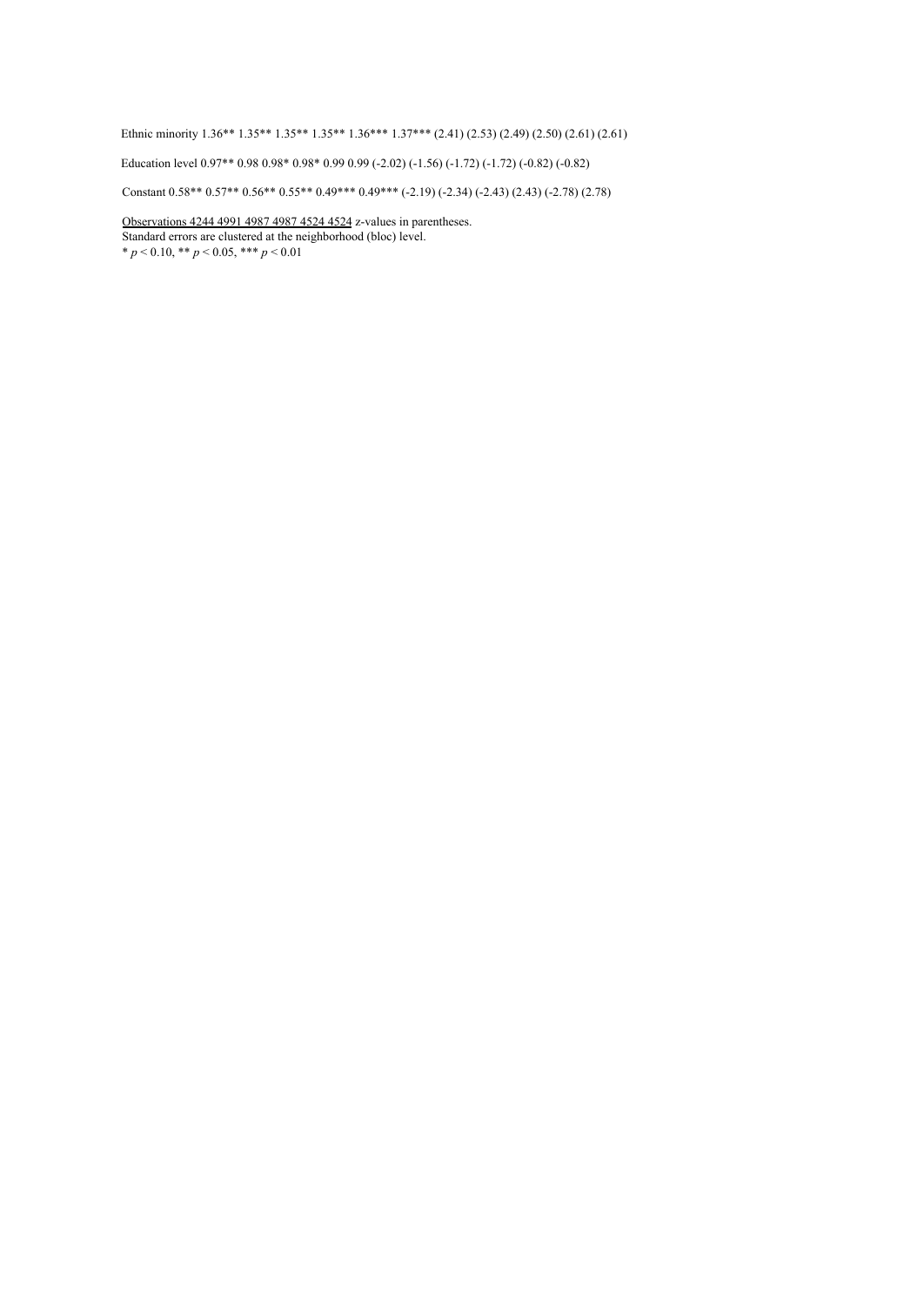| | | | | | | |
|---|---|---|---|---|---|---|
| Ethnic minority | 1.36** | 1.35** | 1.35** | 1.35** | 1.36*** | 1.37*** |
| | (2.41) | (2.53) | (2.49) | (2.50) | (2.61) | (2.61) |
| Education level | 0.97** | 0.98 | 0.98* | 0.98* | 0.99 | 0.99 |
| | (-2.02) | (-1.56) | (-1.72) | (-1.72) | (-0.82) | (-0.82) |
| Constant | 0.58** | 0.57** | 0.56** | 0.55** | 0.49*** | 0.49*** |
| | (-2.19) | (-2.34) | (-2.43) | (2.43) | (-2.78) | (2.78) |
| Observations | 4244 | 4991 | 4987 | 4987 | 4524 | 4524 |

*z*-values in parentheses.
Standard errors are clustered at the neighborhood (bloc) level.
* $p < 0.10$, ** $p < 0.05$, *** $p < 0.01$